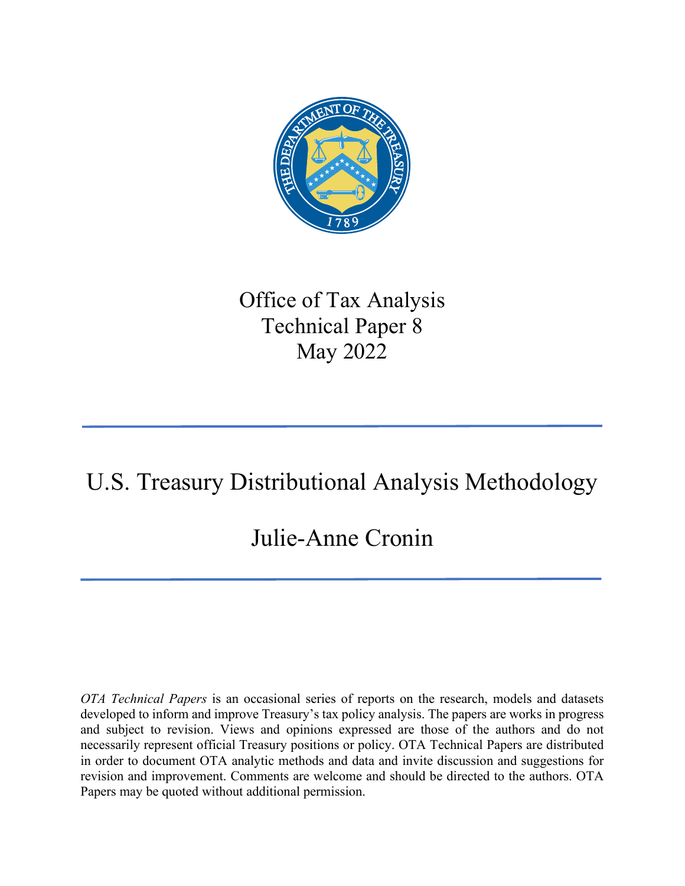Office of Tax Analysis
Technical Paper 8
May 2022

---

# U.S. Treasury Distributional Analysis Methodology

## Julie-Anne Cronin

---

*OTA Technical Papers* is an occasional series of reports on the research, models and datasets developed to inform and improve Treasury's tax policy analysis. The papers are works in progress and subject to revision. Views and opinions expressed are those of the authors and do not necessarily represent official Treasury positions or policy. OTA Technical Papers are distributed in order to document OTA analytic methods and data and invite discussion and suggestions for revision and improvement. Comments are welcome and should be directed to the authors. OTA Papers may be quoted without additional permission.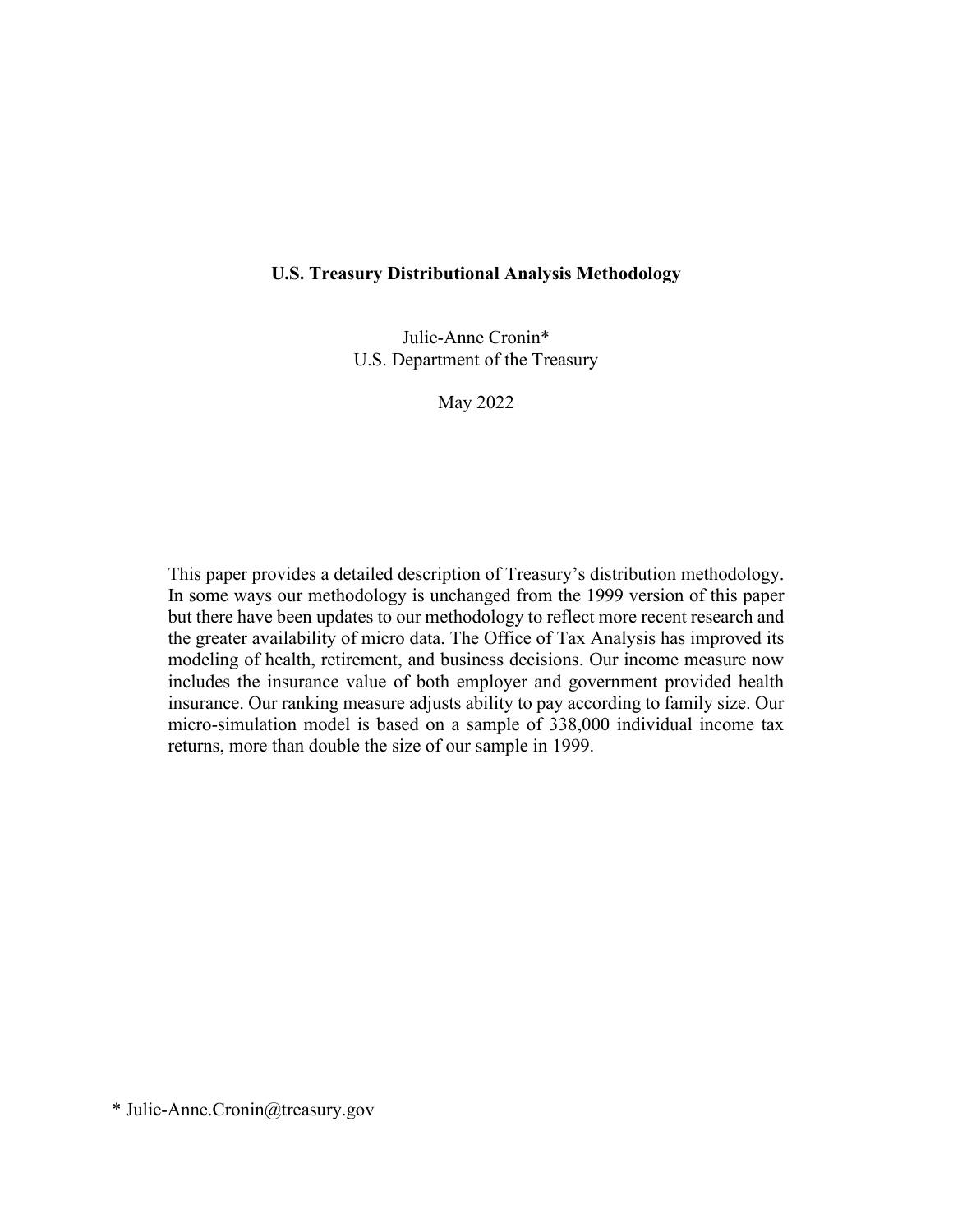**U.S. Treasury Distributional Analysis Methodology**

Julie-Anne Cronin*
U.S. Department of the Treasury

May 2022

This paper provides a detailed description of Treasury's distribution methodology. In some ways our methodology is unchanged from the 1999 version of this paper but there have been updates to our methodology to reflect more recent research and the greater availability of micro data. The Office of Tax Analysis has improved its modeling of health, retirement, and business decisions. Our income measure now includes the insurance value of both employer and government provided health insurance. Our ranking measure adjusts ability to pay according to family size. Our micro-simulation model is based on a sample of 338,000 individual income tax returns, more than double the size of our sample in 1999.

* Julie-Anne.Cronin@treasury.gov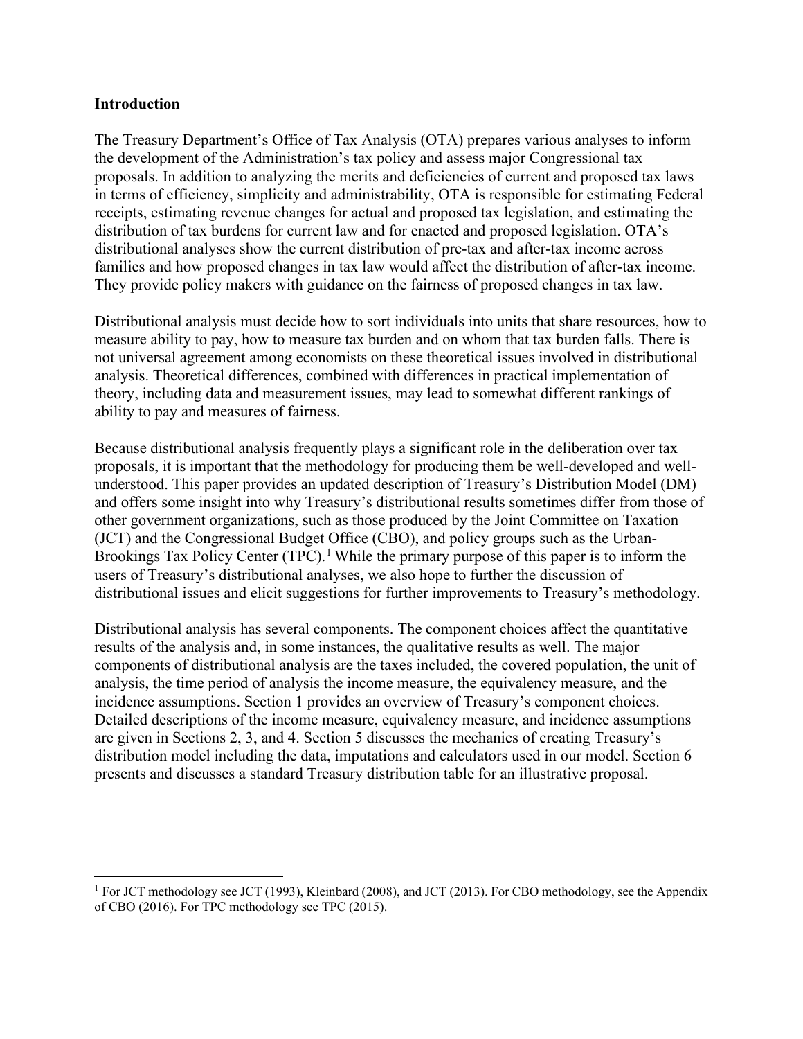**Introduction**

The Treasury Department's Office of Tax Analysis (OTA) prepares various analyses to inform the development of the Administration's tax policy and assess major Congressional tax proposals. In addition to analyzing the merits and deficiencies of current and proposed tax laws in terms of efficiency, simplicity and administrability, OTA is responsible for estimating Federal receipts, estimating revenue changes for actual and proposed tax legislation, and estimating the distribution of tax burdens for current law and for enacted and proposed legislation. OTA's distributional analyses show the current distribution of pre-tax and after-tax income across families and how proposed changes in tax law would affect the distribution of after-tax income. They provide policy makers with guidance on the fairness of proposed changes in tax law.

Distributional analysis must decide how to sort individuals into units that share resources, how to measure ability to pay, how to measure tax burden and on whom that tax burden falls. There is not universal agreement among economists on these theoretical issues involved in distributional analysis. Theoretical differences, combined with differences in practical implementation of theory, including data and measurement issues, may lead to somewhat different rankings of ability to pay and measures of fairness.

Because distributional analysis frequently plays a significant role in the deliberation over tax proposals, it is important that the methodology for producing them be well-developed and well-understood. This paper provides an updated description of Treasury's Distribution Model (DM) and offers some insight into why Treasury's distributional results sometimes differ from those of other government organizations, such as those produced by the Joint Committee on Taxation (JCT) and the Congressional Budget Office (CBO), and policy groups such as the Urban-Brookings Tax Policy Center (TPC).[1] While the primary purpose of this paper is to inform the users of Treasury's distributional analyses, we also hope to further the discussion of distributional issues and elicit suggestions for further improvements to Treasury's methodology.

Distributional analysis has several components. The component choices affect the quantitative results of the analysis and, in some instances, the qualitative results as well. The major components of distributional analysis are the taxes included, the covered population, the unit of analysis, the time period of analysis the income measure, the equivalency measure, and the incidence assumptions. Section 1 provides an overview of Treasury's component choices. Detailed descriptions of the income measure, equivalency measure, and incidence assumptions are given in Sections 2, 3, and 4. Section 5 discusses the mechanics of creating Treasury's distribution model including the data, imputations and calculators used in our model. Section 6 presents and discusses a standard Treasury distribution table for an illustrative proposal.

[1] For JCT methodology see JCT (1993), Kleinbard (2008), and JCT (2013). For CBO methodology, see the Appendix of CBO (2016). For TPC methodology see TPC (2015).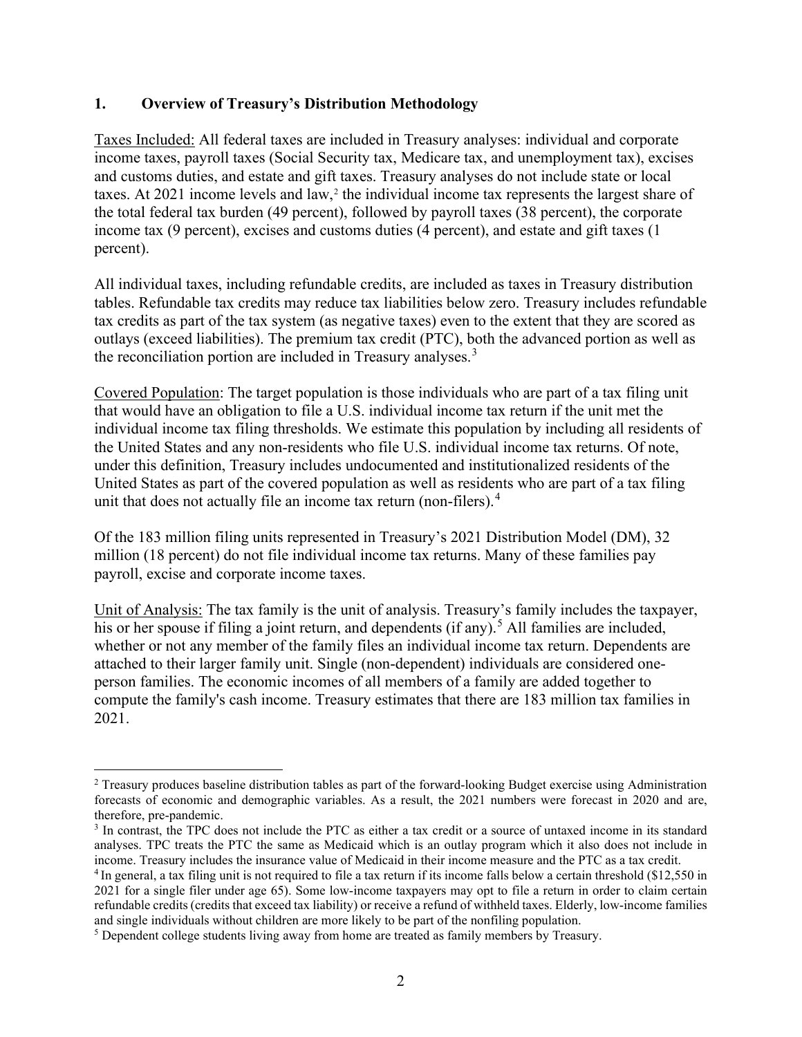## 1. Overview of Treasury's Distribution Methodology

Taxes Included: All federal taxes are included in Treasury analyses: individual and corporate income taxes, payroll taxes (Social Security tax, Medicare tax, and unemployment tax), excises and customs duties, and estate and gift taxes. Treasury analyses do not include state or local taxes. At 2021 income levels and law,[2] the individual income tax represents the largest share of the total federal tax burden (49 percent), followed by payroll taxes (38 percent), the corporate income tax (9 percent), excises and customs duties (4 percent), and estate and gift taxes (1 percent).

All individual taxes, including refundable credits, are included as taxes in Treasury distribution tables. Refundable tax credits may reduce tax liabilities below zero. Treasury includes refundable tax credits as part of the tax system (as negative taxes) even to the extent that they are scored as outlays (exceed liabilities). The premium tax credit (PTC), both the advanced portion as well as the reconciliation portion are included in Treasury analyses.[3]

Covered Population: The target population is those individuals who are part of a tax filing unit that would have an obligation to file a U.S. individual income tax return if the unit met the individual income tax filing thresholds. We estimate this population by including all residents of the United States and any non-residents who file U.S. individual income tax returns. Of note, under this definition, Treasury includes undocumented and institutionalized residents of the United States as part of the covered population as well as residents who are part of a tax filing unit that does not actually file an income tax return (non-filers).[4]

Of the 183 million filing units represented in Treasury's 2021 Distribution Model (DM), 32 million (18 percent) do not file individual income tax returns. Many of these families pay payroll, excise and corporate income taxes.

Unit of Analysis: The tax family is the unit of analysis. Treasury's family includes the taxpayer, his or her spouse if filing a joint return, and dependents (if any).[5] All families are included, whether or not any member of the family files an individual income tax return. Dependents are attached to their larger family unit. Single (non-dependent) individuals are considered one-person families. The economic incomes of all members of a family are added together to compute the family's cash income. Treasury estimates that there are 183 million tax families in 2021.

---

[2] Treasury produces baseline distribution tables as part of the forward-looking Budget exercise using Administration forecasts of economic and demographic variables. As a result, the 2021 numbers were forecast in 2020 and are, therefore, pre-pandemic.

[3] In contrast, the TPC does not include the PTC as either a tax credit or a source of untaxed income in its standard analyses. TPC treats the PTC the same as Medicaid which is an outlay program which it also does not include in income. Treasury includes the insurance value of Medicaid in their income measure and the PTC as a tax credit.

[4] In general, a tax filing unit is not required to file a tax return if its income falls below a certain threshold ($12,550 in 2021 for a single filer under age 65). Some low-income taxpayers may opt to file a return in order to claim certain refundable credits (credits that exceed tax liability) or receive a refund of withheld taxes. Elderly, low-income families and single individuals without children are more likely to be part of the nonfiling population.

[5] Dependent college students living away from home are treated as family members by Treasury.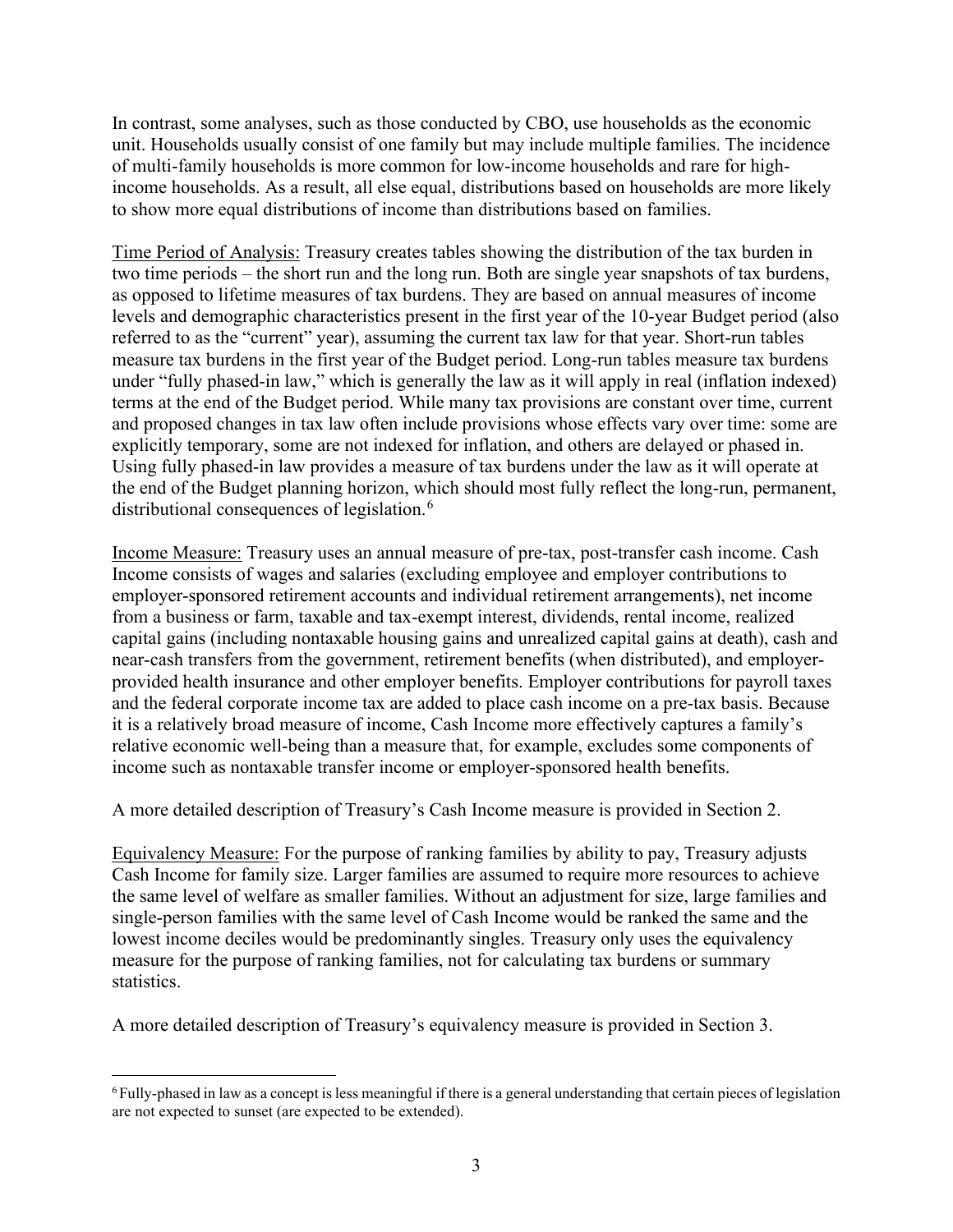In contrast, some analyses, such as those conducted by CBO, use households as the economic unit. Households usually consist of one family but may include multiple families. The incidence of multi-family households is more common for low-income households and rare for high-income households. As a result, all else equal, distributions based on households are more likely to show more equal distributions of income than distributions based on families.

Time Period of Analysis: Treasury creates tables showing the distribution of the tax burden in two time periods – the short run and the long run. Both are single year snapshots of tax burdens, as opposed to lifetime measures of tax burdens. They are based on annual measures of income levels and demographic characteristics present in the first year of the 10-year Budget period (also referred to as the "current" year), assuming the current tax law for that year. Short-run tables measure tax burdens in the first year of the Budget period. Long-run tables measure tax burdens under "fully phased-in law," which is generally the law as it will apply in real (inflation indexed) terms at the end of the Budget period. While many tax provisions are constant over time, current and proposed changes in tax law often include provisions whose effects vary over time: some are explicitly temporary, some are not indexed for inflation, and others are delayed or phased in. Using fully phased-in law provides a measure of tax burdens under the law as it will operate at the end of the Budget planning horizon, which should most fully reflect the long-run, permanent, distributional consequences of legislation.[6]

Income Measure: Treasury uses an annual measure of pre-tax, post-transfer cash income. Cash Income consists of wages and salaries (excluding employee and employer contributions to employer-sponsored retirement accounts and individual retirement arrangements), net income from a business or farm, taxable and tax-exempt interest, dividends, rental income, realized capital gains (including nontaxable housing gains and unrealized capital gains at death), cash and near-cash transfers from the government, retirement benefits (when distributed), and employer-provided health insurance and other employer benefits. Employer contributions for payroll taxes and the federal corporate income tax are added to place cash income on a pre-tax basis. Because it is a relatively broad measure of income, Cash Income more effectively captures a family's relative economic well-being than a measure that, for example, excludes some components of income such as nontaxable transfer income or employer-sponsored health benefits.

A more detailed description of Treasury's Cash Income measure is provided in Section 2.

Equivalency Measure: For the purpose of ranking families by ability to pay, Treasury adjusts Cash Income for family size. Larger families are assumed to require more resources to achieve the same level of welfare as smaller families. Without an adjustment for size, large families and single-person families with the same level of Cash Income would be ranked the same and the lowest income deciles would be predominantly singles. Treasury only uses the equivalency measure for the purpose of ranking families, not for calculating tax burdens or summary statistics.

A more detailed description of Treasury's equivalency measure is provided in Section 3.

---

[6] Fully-phased in law as a concept is less meaningful if there is a general understanding that certain pieces of legislation are not expected to sunset (are expected to be extended).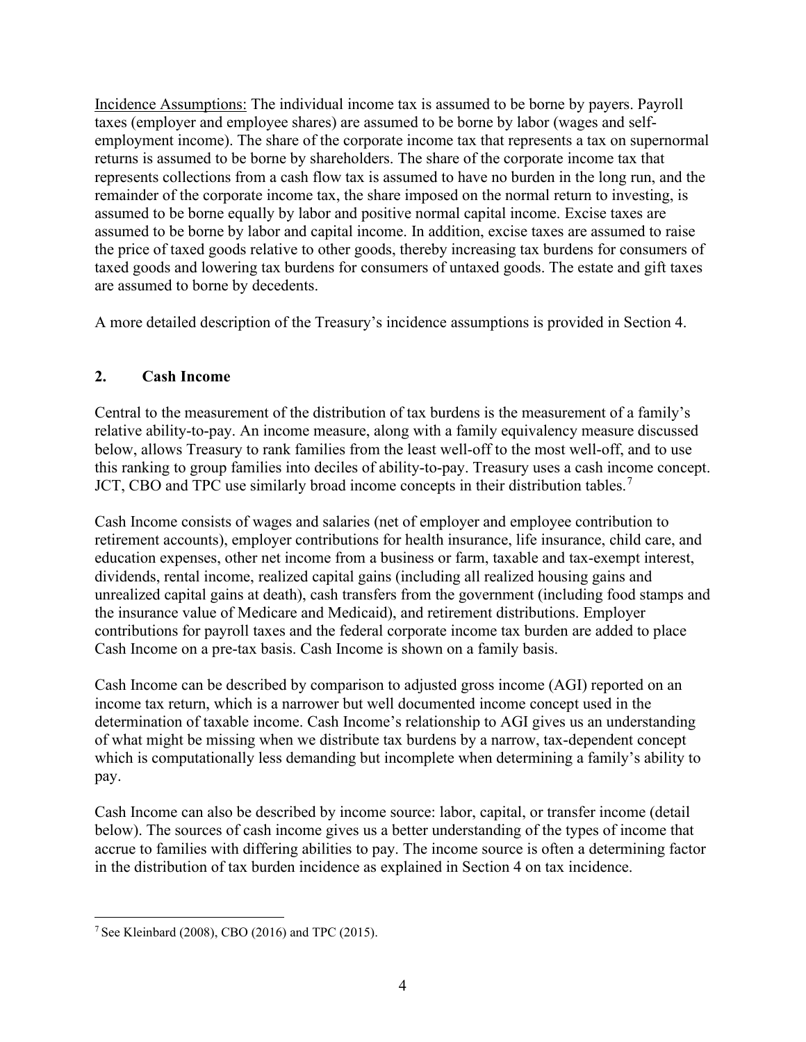Incidence Assumptions: The individual income tax is assumed to be borne by payers. Payroll taxes (employer and employee shares) are assumed to be borne by labor (wages and self-employment income). The share of the corporate income tax that represents a tax on supernormal returns is assumed to be borne by shareholders. The share of the corporate income tax that represents collections from a cash flow tax is assumed to have no burden in the long run, and the remainder of the corporate income tax, the share imposed on the normal return to investing, is assumed to be borne equally by labor and positive normal capital income. Excise taxes are assumed to be borne by labor and capital income. In addition, excise taxes are assumed to raise the price of taxed goods relative to other goods, thereby increasing tax burdens for consumers of taxed goods and lowering tax burdens for consumers of untaxed goods. The estate and gift taxes are assumed to borne by decedents.

A more detailed description of the Treasury's incidence assumptions is provided in Section 4.

## 2. Cash Income

Central to the measurement of the distribution of tax burdens is the measurement of a family's relative ability-to-pay. An income measure, along with a family equivalency measure discussed below, allows Treasury to rank families from the least well-off to the most well-off, and to use this ranking to group families into deciles of ability-to-pay. Treasury uses a cash income concept. JCT, CBO and TPC use similarly broad income concepts in their distribution tables.[7]

Cash Income consists of wages and salaries (net of employer and employee contribution to retirement accounts), employer contributions for health insurance, life insurance, child care, and education expenses, other net income from a business or farm, taxable and tax-exempt interest, dividends, rental income, realized capital gains (including all realized housing gains and unrealized capital gains at death), cash transfers from the government (including food stamps and the insurance value of Medicare and Medicaid), and retirement distributions. Employer contributions for payroll taxes and the federal corporate income tax burden are added to place Cash Income on a pre-tax basis. Cash Income is shown on a family basis.

Cash Income can be described by comparison to adjusted gross income (AGI) reported on an income tax return, which is a narrower but well documented income concept used in the determination of taxable income. Cash Income's relationship to AGI gives us an understanding of what might be missing when we distribute tax burdens by a narrow, tax-dependent concept which is computationally less demanding but incomplete when determining a family's ability to pay.

Cash Income can also be described by income source: labor, capital, or transfer income (detail below). The sources of cash income gives us a better understanding of the types of income that accrue to families with differing abilities to pay. The income source is often a determining factor in the distribution of tax burden incidence as explained in Section 4 on tax incidence.

[7] See Kleinbard (2008), CBO (2016) and TPC (2015).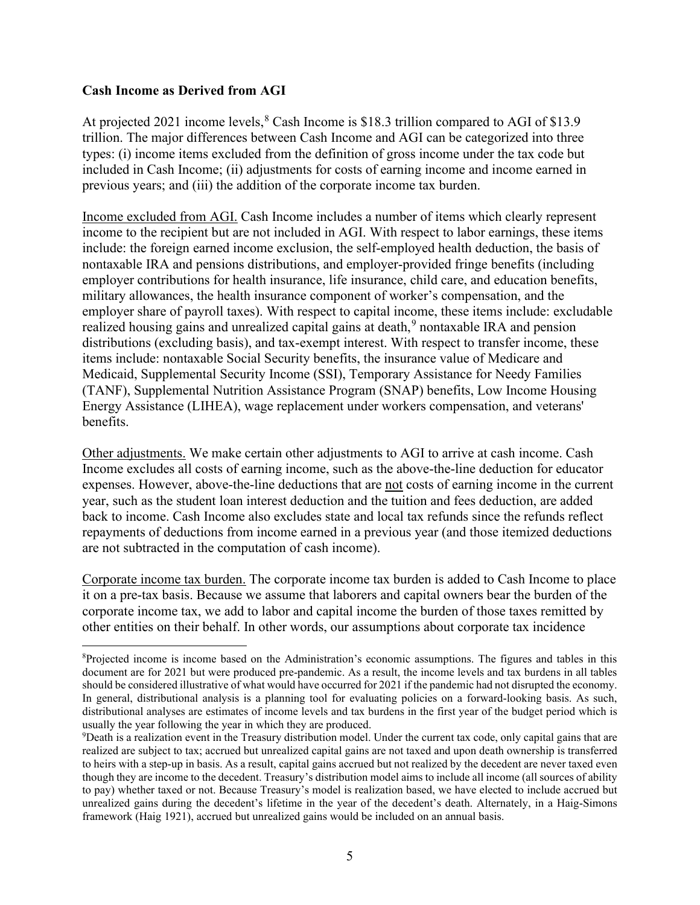**Cash Income as Derived from AGI**

At projected 2021 income levels,[8] Cash Income is $18.3 trillion compared to AGI of $13.9 trillion. The major differences between Cash Income and AGI can be categorized into three types: (i) income items excluded from the definition of gross income under the tax code but included in Cash Income; (ii) adjustments for costs of earning income and income earned in previous years; and (iii) the addition of the corporate income tax burden.

<u>Income excluded from AGI.</u> Cash Income includes a number of items which clearly represent income to the recipient but are not included in AGI. With respect to labor earnings, these items include: the foreign earned income exclusion, the self-employed health deduction, the basis of nontaxable IRA and pensions distributions, and employer-provided fringe benefits (including employer contributions for health insurance, life insurance, child care, and education benefits, military allowances, the health insurance component of worker's compensation, and the employer share of payroll taxes). With respect to capital income, these items include: excludable realized housing gains and unrealized capital gains at death,[9] nontaxable IRA and pension distributions (excluding basis), and tax-exempt interest. With respect to transfer income, these items include: nontaxable Social Security benefits, the insurance value of Medicare and Medicaid, Supplemental Security Income (SSI), Temporary Assistance for Needy Families (TANF), Supplemental Nutrition Assistance Program (SNAP) benefits, Low Income Housing Energy Assistance (LIHEA), wage replacement under workers compensation, and veterans' benefits.

<u>Other adjustments.</u> We make certain other adjustments to AGI to arrive at cash income. Cash Income excludes all costs of earning income, such as the above-the-line deduction for educator expenses. However, above-the-line deductions that are <u>not</u> costs of earning income in the current year, such as the student loan interest deduction and the tuition and fees deduction, are added back to income. Cash Income also excludes state and local tax refunds since the refunds reflect repayments of deductions from income earned in a previous year (and those itemized deductions are not subtracted in the computation of cash income).

<u>Corporate income tax burden.</u> The corporate income tax burden is added to Cash Income to place it on a pre-tax basis. Because we assume that laborers and capital owners bear the burden of the corporate income tax, we add to labor and capital income the burden of those taxes remitted by other entities on their behalf. In other words, our assumptions about corporate tax incidence

---

[8]Projected income is income based on the Administration's economic assumptions. The figures and tables in this document are for 2021 but were produced pre-pandemic. As a result, the income levels and tax burdens in all tables should be considered illustrative of what would have occurred for 2021 if the pandemic had not disrupted the economy. In general, distributional analysis is a planning tool for evaluating policies on a forward-looking basis. As such, distributional analyses are estimates of income levels and tax burdens in the first year of the budget period which is usually the year following the year in which they are produced.

[9]Death is a realization event in the Treasury distribution model. Under the current tax code, only capital gains that are realized are subject to tax; accrued but unrealized capital gains are not taxed and upon death ownership is transferred to heirs with a step-up in basis. As a result, capital gains accrued but not realized by the decedent are never taxed even though they are income to the decedent. Treasury's distribution model aims to include all income (all sources of ability to pay) whether taxed or not. Because Treasury's model is realization based, we have elected to include accrued but unrealized gains during the decedent's lifetime in the year of the decedent's death. Alternately, in a Haig-Simons framework (Haig 1921), accrued but unrealized gains would be included on an annual basis.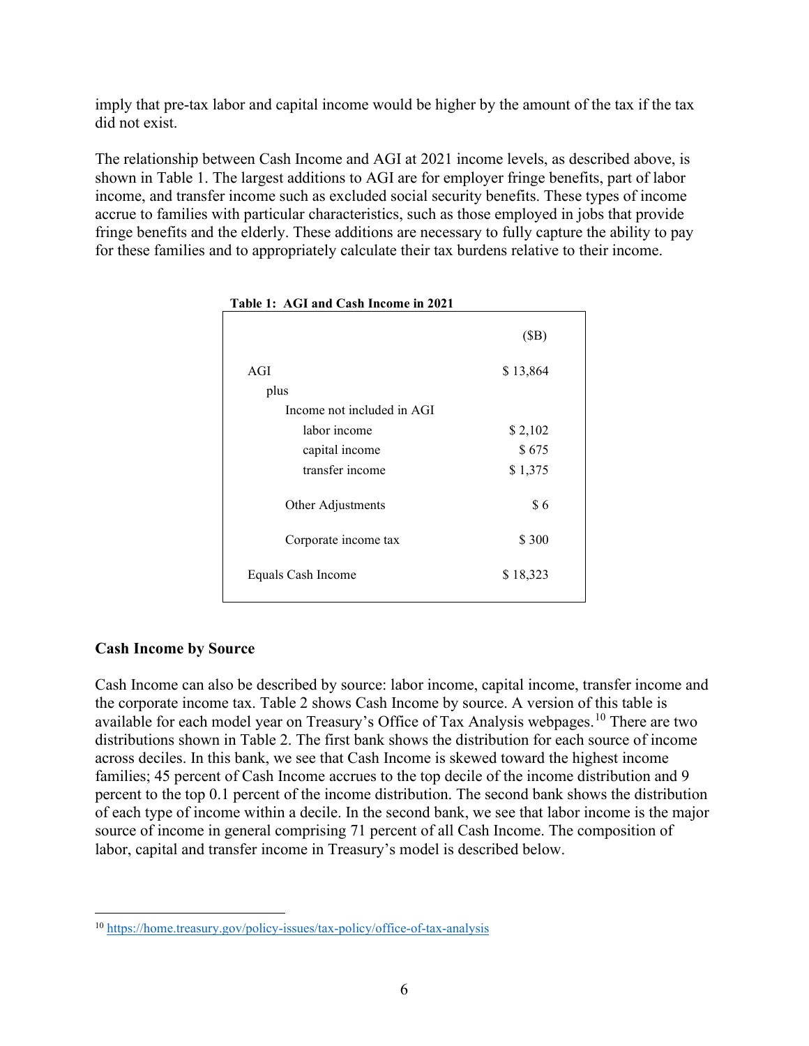imply that pre-tax labor and capital income would be higher by the amount of the tax if the tax did not exist.

The relationship between Cash Income and AGI at 2021 income levels, as described above, is shown in Table 1. The largest additions to AGI are for employer fringe benefits, part of labor income, and transfer income such as excluded social security benefits. These types of income accrue to families with particular characteristics, such as those employed in jobs that provide fringe benefits and the elderly. These additions are necessary to fully capture the ability to pay for these families and to appropriately calculate their tax burdens relative to their income.

**Table 1: AGI and Cash Income in 2021**

| | ($B) |
|---|---|
| AGI | $ 13,864 |
| plus | |
| Income not included in AGI | |
| labor income | $ 2,102 |
| capital income | $ 675 |
| transfer income | $ 1,375 |
| Other Adjustments | $ 6 |
| Corporate income tax | $ 300 |
| Equals Cash Income | $ 18,323 |

### Cash Income by Source

Cash Income can also be described by source: labor income, capital income, transfer income and the corporate income tax. Table 2 shows Cash Income by source. A version of this table is available for each model year on Treasury's Office of Tax Analysis webpages.[10] There are two distributions shown in Table 2. The first bank shows the distribution for each source of income across deciles. In this bank, we see that Cash Income is skewed toward the highest income families; 45 percent of Cash Income accrues to the top decile of the income distribution and 9 percent to the top 0.1 percent of the income distribution. The second bank shows the distribution of each type of income within a decile. In the second bank, we see that labor income is the major source of income in general comprising 71 percent of all Cash Income. The composition of labor, capital and transfer income in Treasury's model is described below.

[10] https://home.treasury.gov/policy-issues/tax-policy/office-of-tax-analysis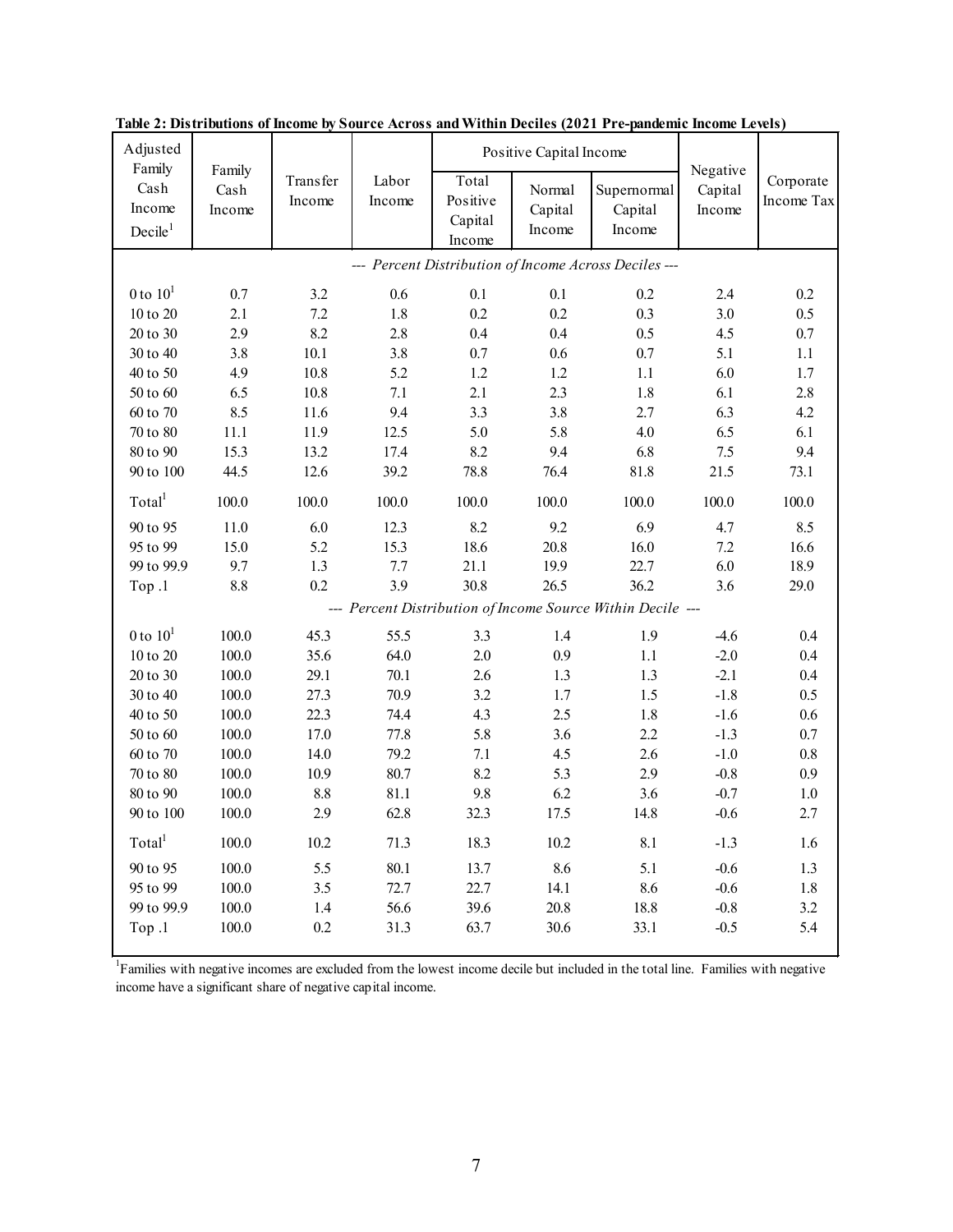**Table 2: Distributions of Income by Source Across and Within Deciles (2021 Pre-pandemic Income Levels)**

| Adjusted Family Cash Income Decile[1] | Family Cash Income | Transfer Income | Labor Income | Positive Capital Income: Total Positive Capital Income | Positive Capital Income: Normal Capital Income | Positive Capital Income: Supernormal Capital Income | Negative Capital Income | Corporate Income Tax |
|---|---|---|---|---|---|---|---|---|
| | *--- Percent Distribution of Income Across Deciles ---* | | | | | | | |
| 0 to 10[1] | 0.7 | 3.2 | 0.6 | 0.1 | 0.1 | 0.2 | 2.4 | 0.2 |
| 10 to 20 | 2.1 | 7.2 | 1.8 | 0.2 | 0.2 | 0.3 | 3.0 | 0.5 |
| 20 to 30 | 2.9 | 8.2 | 2.8 | 0.4 | 0.4 | 0.5 | 4.5 | 0.7 |
| 30 to 40 | 3.8 | 10.1 | 3.8 | 0.7 | 0.6 | 0.7 | 5.1 | 1.1 |
| 40 to 50 | 4.9 | 10.8 | 5.2 | 1.2 | 1.2 | 1.1 | 6.0 | 1.7 |
| 50 to 60 | 6.5 | 10.8 | 7.1 | 2.1 | 2.3 | 1.8 | 6.1 | 2.8 |
| 60 to 70 | 8.5 | 11.6 | 9.4 | 3.3 | 3.8 | 2.7 | 6.3 | 4.2 |
| 70 to 80 | 11.1 | 11.9 | 12.5 | 5.0 | 5.8 | 4.0 | 6.5 | 6.1 |
| 80 to 90 | 15.3 | 13.2 | 17.4 | 8.2 | 9.4 | 6.8 | 7.5 | 9.4 |
| 90 to 100 | 44.5 | 12.6 | 39.2 | 78.8 | 76.4 | 81.8 | 21.5 | 73.1 |
| Total[1] | 100.0 | 100.0 | 100.0 | 100.0 | 100.0 | 100.0 | 100.0 | 100.0 |
| 90 to 95 | 11.0 | 6.0 | 12.3 | 8.2 | 9.2 | 6.9 | 4.7 | 8.5 |
| 95 to 99 | 15.0 | 5.2 | 15.3 | 18.6 | 20.8 | 16.0 | 7.2 | 16.6 |
| 99 to 99.9 | 9.7 | 1.3 | 7.7 | 21.1 | 19.9 | 22.7 | 6.0 | 18.9 |
| Top .1 | 8.8 | 0.2 | 3.9 | 30.8 | 26.5 | 36.2 | 3.6 | 29.0 |
| | *--- Percent Distribution of Income Source Within Decile ---* | | | | | | | |
| 0 to 10[1] | 100.0 | 45.3 | 55.5 | 3.3 | 1.4 | 1.9 | -4.6 | 0.4 |
| 10 to 20 | 100.0 | 35.6 | 64.0 | 2.0 | 0.9 | 1.1 | -2.0 | 0.4 |
| 20 to 30 | 100.0 | 29.1 | 70.1 | 2.6 | 1.3 | 1.3 | -2.1 | 0.4 |
| 30 to 40 | 100.0 | 27.3 | 70.9 | 3.2 | 1.7 | 1.5 | -1.8 | 0.5 |
| 40 to 50 | 100.0 | 22.3 | 74.4 | 4.3 | 2.5 | 1.8 | -1.6 | 0.6 |
| 50 to 60 | 100.0 | 17.0 | 77.8 | 5.8 | 3.6 | 2.2 | -1.3 | 0.7 |
| 60 to 70 | 100.0 | 14.0 | 79.2 | 7.1 | 4.5 | 2.6 | -1.0 | 0.8 |
| 70 to 80 | 100.0 | 10.9 | 80.7 | 8.2 | 5.3 | 2.9 | -0.8 | 0.9 |
| 80 to 90 | 100.0 | 8.8 | 81.1 | 9.8 | 6.2 | 3.6 | -0.7 | 1.0 |
| 90 to 100 | 100.0 | 2.9 | 62.8 | 32.3 | 17.5 | 14.8 | -0.6 | 2.7 |
| Total[1] | 100.0 | 10.2 | 71.3 | 18.3 | 10.2 | 8.1 | -1.3 | 1.6 |
| 90 to 95 | 100.0 | 5.5 | 80.1 | 13.7 | 8.6 | 5.1 | -0.6 | 1.3 |
| 95 to 99 | 100.0 | 3.5 | 72.7 | 22.7 | 14.1 | 8.6 | -0.6 | 1.8 |
| 99 to 99.9 | 100.0 | 1.4 | 56.6 | 39.6 | 20.8 | 18.8 | -0.8 | 3.2 |
| Top .1 | 100.0 | 0.2 | 31.3 | 63.7 | 30.6 | 33.1 | -0.5 | 5.4 |

[1]Families with negative incomes are excluded from the lowest income decile but included in the total line. Families with negative income have a significant share of negative capital income.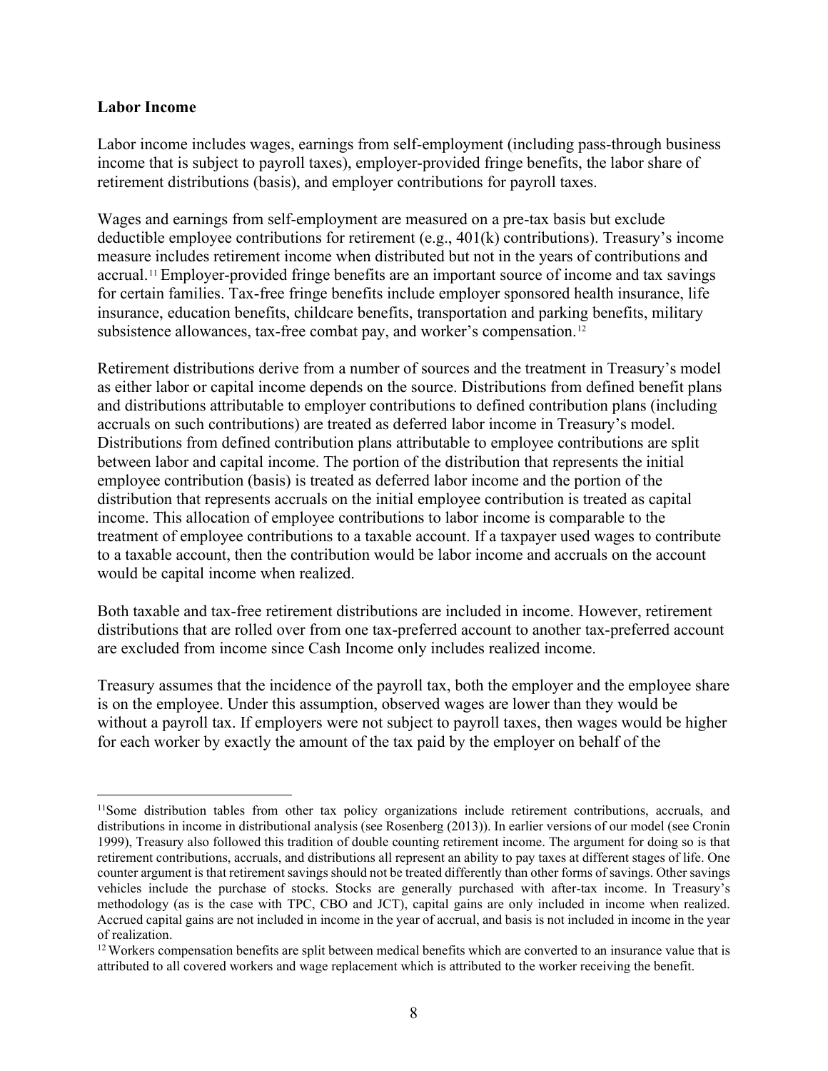**Labor Income**

Labor income includes wages, earnings from self-employment (including pass-through business income that is subject to payroll taxes), employer-provided fringe benefits, the labor share of retirement distributions (basis), and employer contributions for payroll taxes.

Wages and earnings from self-employment are measured on a pre-tax basis but exclude deductible employee contributions for retirement (e.g., 401(k) contributions). Treasury's income measure includes retirement income when distributed but not in the years of contributions and accrual.[11] Employer-provided fringe benefits are an important source of income and tax savings for certain families. Tax-free fringe benefits include employer sponsored health insurance, life insurance, education benefits, childcare benefits, transportation and parking benefits, military subsistence allowances, tax-free combat pay, and worker's compensation.[12]

Retirement distributions derive from a number of sources and the treatment in Treasury's model as either labor or capital income depends on the source. Distributions from defined benefit plans and distributions attributable to employer contributions to defined contribution plans (including accruals on such contributions) are treated as deferred labor income in Treasury's model. Distributions from defined contribution plans attributable to employee contributions are split between labor and capital income. The portion of the distribution that represents the initial employee contribution (basis) is treated as deferred labor income and the portion of the distribution that represents accruals on the initial employee contribution is treated as capital income. This allocation of employee contributions to labor income is comparable to the treatment of employee contributions to a taxable account. If a taxpayer used wages to contribute to a taxable account, then the contribution would be labor income and accruals on the account would be capital income when realized.

Both taxable and tax-free retirement distributions are included in income. However, retirement distributions that are rolled over from one tax-preferred account to another tax-preferred account are excluded from income since Cash Income only includes realized income.

Treasury assumes that the incidence of the payroll tax, both the employer and the employee share is on the employee. Under this assumption, observed wages are lower than they would be without a payroll tax. If employers were not subject to payroll taxes, then wages would be higher for each worker by exactly the amount of the tax paid by the employer on behalf of the

---

[11] Some distribution tables from other tax policy organizations include retirement contributions, accruals, and distributions in income in distributional analysis (see Rosenberg (2013)). In earlier versions of our model (see Cronin 1999), Treasury also followed this tradition of double counting retirement income. The argument for doing so is that retirement contributions, accruals, and distributions all represent an ability to pay taxes at different stages of life. One counter argument is that retirement savings should not be treated differently than other forms of savings. Other savings vehicles include the purchase of stocks. Stocks are generally purchased with after-tax income. In Treasury's methodology (as is the case with TPC, CBO and JCT), capital gains are only included in income when realized. Accrued capital gains are not included in income in the year of accrual, and basis is not included in income in the year of realization.

[12] Workers compensation benefits are split between medical benefits which are converted to an insurance value that is attributed to all covered workers and wage replacement which is attributed to the worker receiving the benefit.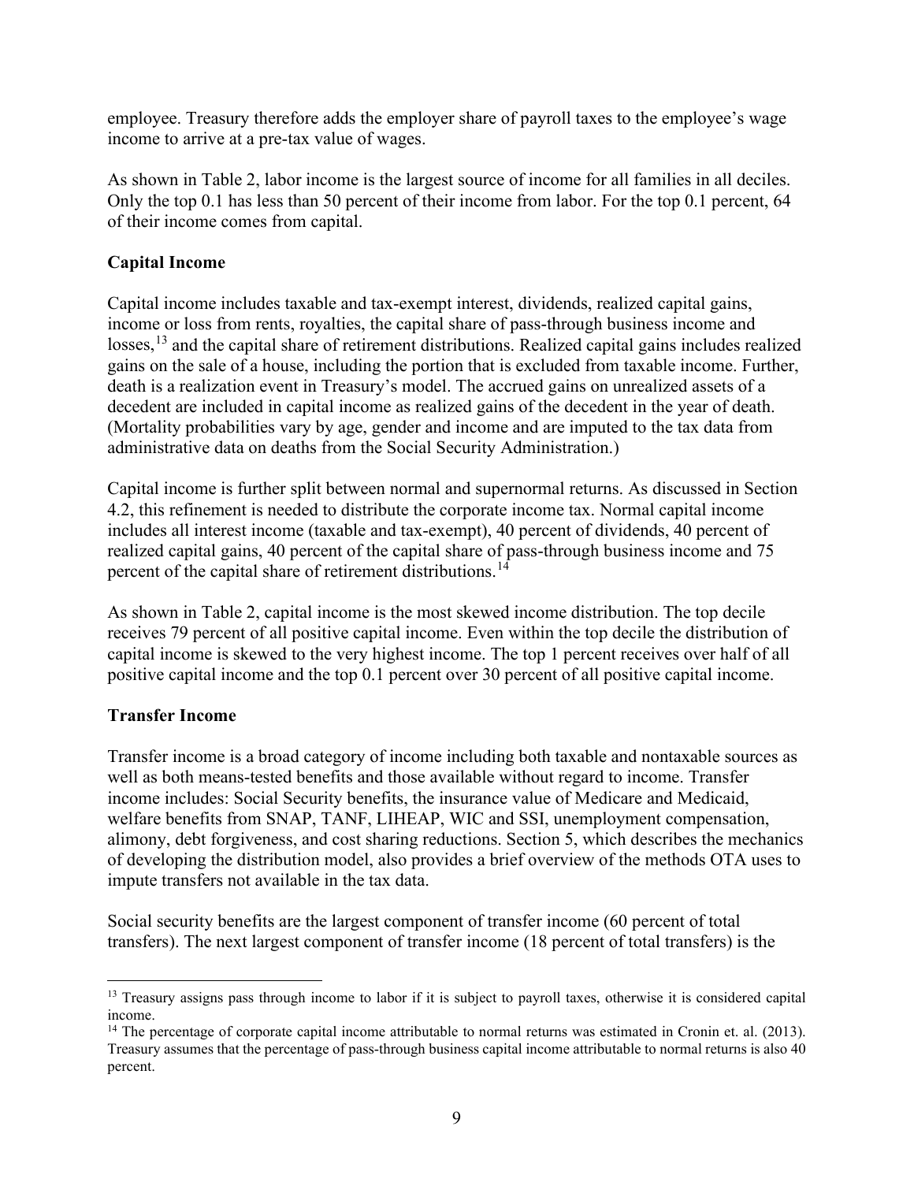employee. Treasury therefore adds the employer share of payroll taxes to the employee's wage income to arrive at a pre-tax value of wages.

As shown in Table 2, labor income is the largest source of income for all families in all deciles. Only the top 0.1 has less than 50 percent of their income from labor. For the top 0.1 percent, 64 of their income comes from capital.

**Capital Income**

Capital income includes taxable and tax-exempt interest, dividends, realized capital gains, income or loss from rents, royalties, the capital share of pass-through business income and losses,[13] and the capital share of retirement distributions. Realized capital gains includes realized gains on the sale of a house, including the portion that is excluded from taxable income. Further, death is a realization event in Treasury's model. The accrued gains on unrealized assets of a decedent are included in capital income as realized gains of the decedent in the year of death. (Mortality probabilities vary by age, gender and income and are imputed to the tax data from administrative data on deaths from the Social Security Administration.)

Capital income is further split between normal and supernormal returns. As discussed in Section 4.2, this refinement is needed to distribute the corporate income tax. Normal capital income includes all interest income (taxable and tax-exempt), 40 percent of dividends, 40 percent of realized capital gains, 40 percent of the capital share of pass-through business income and 75 percent of the capital share of retirement distributions.[14]

As shown in Table 2, capital income is the most skewed income distribution. The top decile receives 79 percent of all positive capital income. Even within the top decile the distribution of capital income is skewed to the very highest income. The top 1 percent receives over half of all positive capital income and the top 0.1 percent over 30 percent of all positive capital income.

**Transfer Income**

Transfer income is a broad category of income including both taxable and nontaxable sources as well as both means-tested benefits and those available without regard to income. Transfer income includes: Social Security benefits, the insurance value of Medicare and Medicaid, welfare benefits from SNAP, TANF, LIHEAP, WIC and SSI, unemployment compensation, alimony, debt forgiveness, and cost sharing reductions. Section 5, which describes the mechanics of developing the distribution model, also provides a brief overview of the methods OTA uses to impute transfers not available in the tax data.

Social security benefits are the largest component of transfer income (60 percent of total transfers). The next largest component of transfer income (18 percent of total transfers) is the

---

[13] Treasury assigns pass through income to labor if it is subject to payroll taxes, otherwise it is considered capital income.

[14] The percentage of corporate capital income attributable to normal returns was estimated in Cronin et. al. (2013). Treasury assumes that the percentage of pass-through business capital income attributable to normal returns is also 40 percent.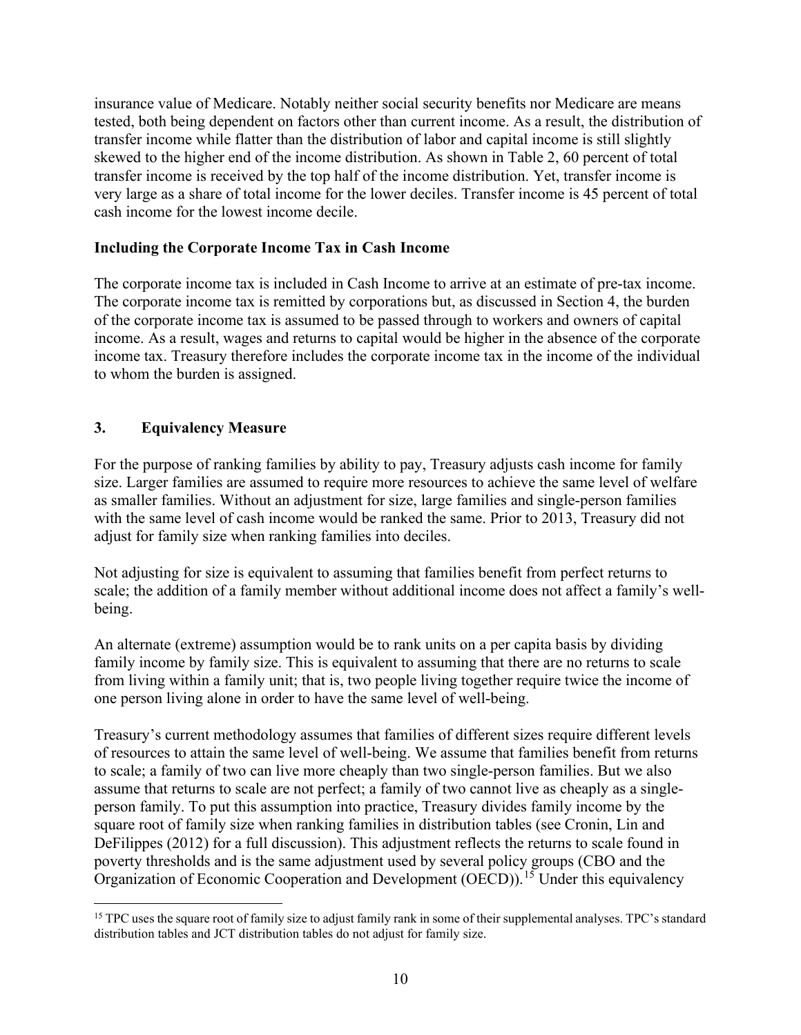insurance value of Medicare. Notably neither social security benefits nor Medicare are means tested, both being dependent on factors other than current income. As a result, the distribution of transfer income while flatter than the distribution of labor and capital income is still slightly skewed to the higher end of the income distribution. As shown in Table 2, 60 percent of total transfer income is received by the top half of the income distribution. Yet, transfer income is very large as a share of total income for the lower deciles. Transfer income is 45 percent of total cash income for the lowest income decile.

**Including the Corporate Income Tax in Cash Income**

The corporate income tax is included in Cash Income to arrive at an estimate of pre-tax income. The corporate income tax is remitted by corporations but, as discussed in Section 4, the burden of the corporate income tax is assumed to be passed through to workers and owners of capital income. As a result, wages and returns to capital would be higher in the absence of the corporate income tax. Treasury therefore includes the corporate income tax in the income of the individual to whom the burden is assigned.

## 3. Equivalency Measure

For the purpose of ranking families by ability to pay, Treasury adjusts cash income for family size. Larger families are assumed to require more resources to achieve the same level of welfare as smaller families. Without an adjustment for size, large families and single-person families with the same level of cash income would be ranked the same. Prior to 2013, Treasury did not adjust for family size when ranking families into deciles.

Not adjusting for size is equivalent to assuming that families benefit from perfect returns to scale; the addition of a family member without additional income does not affect a family's well-being.

An alternate (extreme) assumption would be to rank units on a per capita basis by dividing family income by family size. This is equivalent to assuming that there are no returns to scale from living within a family unit; that is, two people living together require twice the income of one person living alone in order to have the same level of well-being.

Treasury's current methodology assumes that families of different sizes require different levels of resources to attain the same level of well-being. We assume that families benefit from returns to scale; a family of two can live more cheaply than two single-person families. But we also assume that returns to scale are not perfect; a family of two cannot live as cheaply as a single-person family. To put this assumption into practice, Treasury divides family income by the square root of family size when ranking families in distribution tables (see Cronin, Lin and DeFilippes (2012) for a full discussion). This adjustment reflects the returns to scale found in poverty thresholds and is the same adjustment used by several policy groups (CBO and the Organization of Economic Cooperation and Development (OECD)).[15] Under this equivalency

[15] TPC uses the square root of family size to adjust family rank in some of their supplemental analyses. TPC's standard distribution tables and JCT distribution tables do not adjust for family size.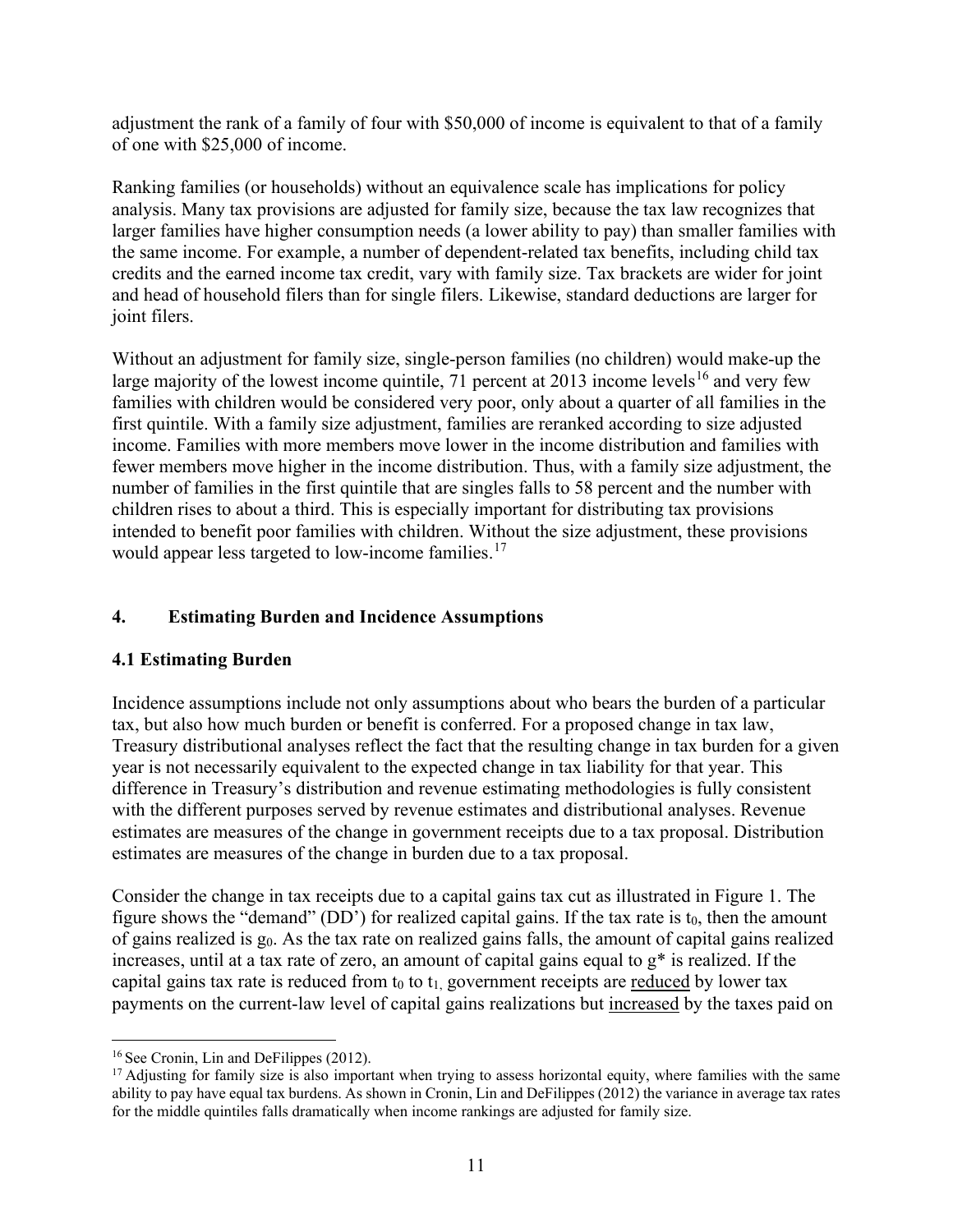adjustment the rank of a family of four with $50,000 of income is equivalent to that of a family of one with $25,000 of income.

Ranking families (or households) without an equivalence scale has implications for policy analysis. Many tax provisions are adjusted for family size, because the tax law recognizes that larger families have higher consumption needs (a lower ability to pay) than smaller families with the same income. For example, a number of dependent-related tax benefits, including child tax credits and the earned income tax credit, vary with family size. Tax brackets are wider for joint and head of household filers than for single filers. Likewise, standard deductions are larger for joint filers.

Without an adjustment for family size, single-person families (no children) would make-up the large majority of the lowest income quintile, 71 percent at 2013 income levels[16] and very few families with children would be considered very poor, only about a quarter of all families in the first quintile. With a family size adjustment, families are reranked according to size adjusted income. Families with more members move lower in the income distribution and families with fewer members move higher in the income distribution. Thus, with a family size adjustment, the number of families in the first quintile that are singles falls to 58 percent and the number with children rises to about a third. This is especially important for distributing tax provisions intended to benefit poor families with children. Without the size adjustment, these provisions would appear less targeted to low-income families.[17]

## 4. Estimating Burden and Incidence Assumptions

### 4.1 Estimating Burden

Incidence assumptions include not only assumptions about who bears the burden of a particular tax, but also how much burden or benefit is conferred. For a proposed change in tax law, Treasury distributional analyses reflect the fact that the resulting change in tax burden for a given year is not necessarily equivalent to the expected change in tax liability for that year. This difference in Treasury's distribution and revenue estimating methodologies is fully consistent with the different purposes served by revenue estimates and distributional analyses. Revenue estimates are measures of the change in government receipts due to a tax proposal. Distribution estimates are measures of the change in burden due to a tax proposal.

Consider the change in tax receipts due to a capital gains tax cut as illustrated in Figure 1. The figure shows the "demand" (DD') for realized capital gains. If the tax rate is $t_0$, then the amount of gains realized is $g_0$. As the tax rate on realized gains falls, the amount of capital gains realized increases, until at a tax rate of zero, an amount of capital gains equal to $g^*$ is realized. If the capital gains tax rate is reduced from $t_0$ to $t_1$, government receipts are <u>reduced</u> by lower tax payments on the current-law level of capital gains realizations but <u>increased</u> by the taxes paid on

---

[16] See Cronin, Lin and DeFilippes (2012).

[17] Adjusting for family size is also important when trying to assess horizontal equity, where families with the same ability to pay have equal tax burdens. As shown in Cronin, Lin and DeFilippes (2012) the variance in average tax rates for the middle quintiles falls dramatically when income rankings are adjusted for family size.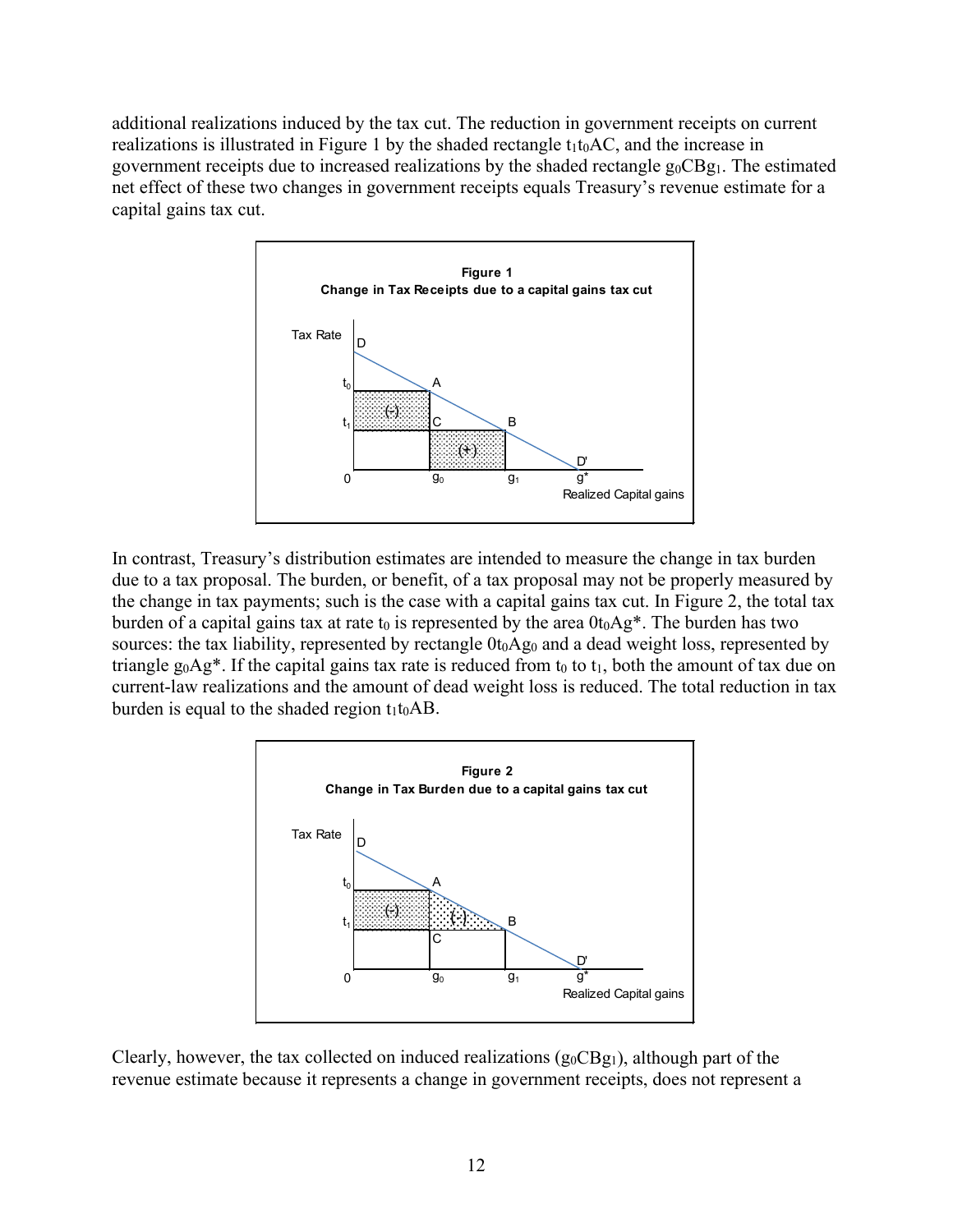additional realizations induced by the tax cut. The reduction in government receipts on current realizations is illustrated in Figure 1 by the shaded rectangle $t_1t_0AC$, and the increase in government receipts due to increased realizations by the shaded rectangle $g_0CBg_1$. The estimated net effect of these two changes in government receipts equals Treasury's revenue estimate for a capital gains tax cut.

**Figure 1**
**Change in Tax Receipts due to a capital gains tax cut**

In contrast, Treasury's distribution estimates are intended to measure the change in tax burden due to a tax proposal. The burden, or benefit, of a tax proposal may not be properly measured by the change in tax payments; such is the case with a capital gains tax cut. In Figure 2, the total tax burden of a capital gains tax at rate $t_0$ is represented by the area $0t_0Ag^*$. The burden has two sources: the tax liability, represented by rectangle $0t_0Ag_0$ and a dead weight loss, represented by triangle $g_0Ag^*$. If the capital gains tax rate is reduced from $t_0$ to $t_1$, both the amount of tax due on current-law realizations and the amount of dead weight loss is reduced. The total reduction in tax burden is equal to the shaded region $t_1t_0AB$.

**Figure 2**
**Change in Tax Burden due to a capital gains tax cut**

Clearly, however, the tax collected on induced realizations ($g_0CBg_1$), although part of the revenue estimate because it represents a change in government receipts, does not represent a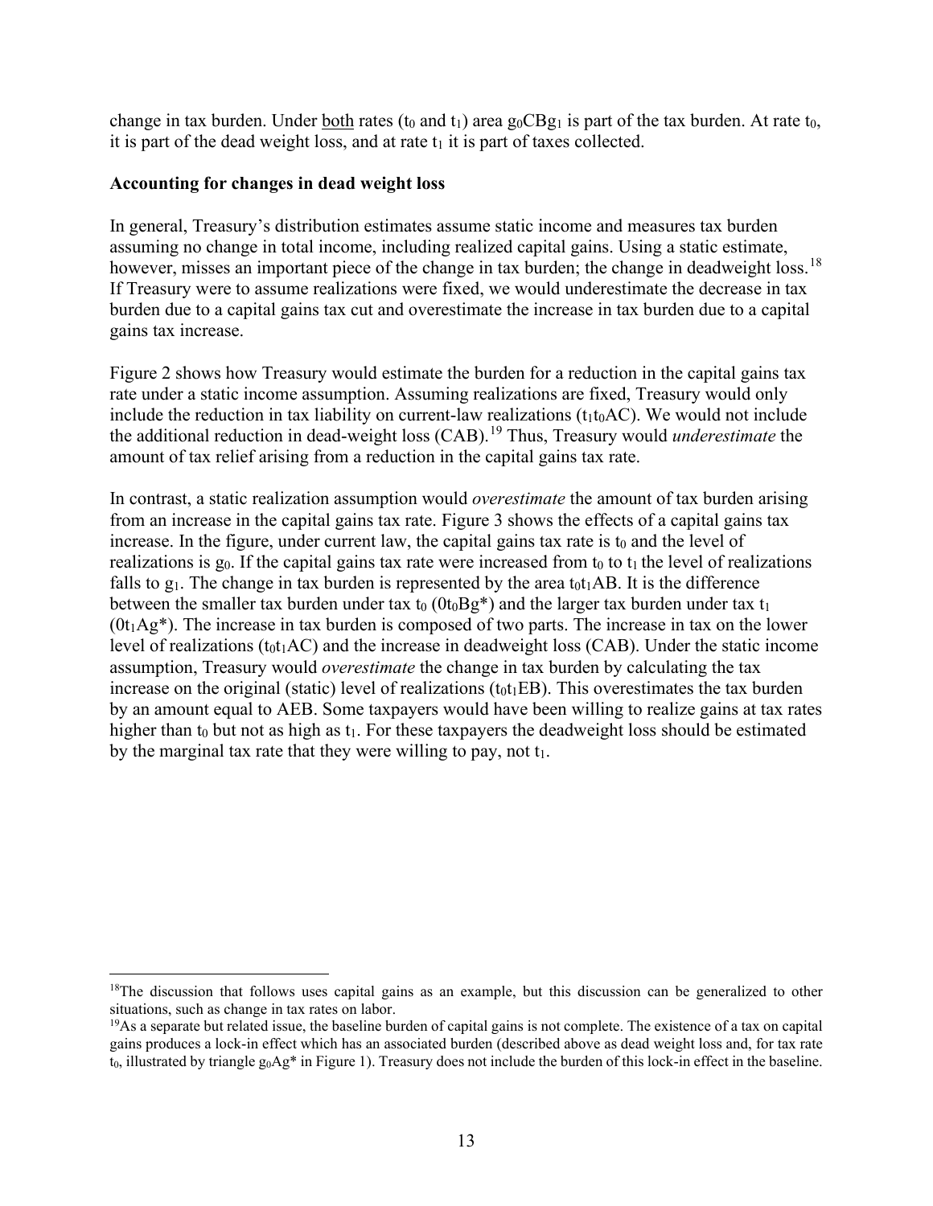change in tax burden. Under both rates ($t_0$ and $t_1$) area $g_0CBg_1$ is part of the tax burden. At rate $t_0$, it is part of the dead weight loss, and at rate $t_1$ it is part of taxes collected.

**Accounting for changes in dead weight loss**

In general, Treasury's distribution estimates assume static income and measures tax burden assuming no change in total income, including realized capital gains. Using a static estimate, however, misses an important piece of the change in tax burden; the change in deadweight loss.[18] If Treasury were to assume realizations were fixed, we would underestimate the decrease in tax burden due to a capital gains tax cut and overestimate the increase in tax burden due to a capital gains tax increase.

Figure 2 shows how Treasury would estimate the burden for a reduction in the capital gains tax rate under a static income assumption. Assuming realizations are fixed, Treasury would only include the reduction in tax liability on current-law realizations ($t_1t_0AC$). We would not include the additional reduction in dead-weight loss (CAB).[19] Thus, Treasury would *underestimate* the amount of tax relief arising from a reduction in the capital gains tax rate.

In contrast, a static realization assumption would *overestimate* the amount of tax burden arising from an increase in the capital gains tax rate. Figure 3 shows the effects of a capital gains tax increase. In the figure, under current law, the capital gains tax rate is $t_0$ and the level of realizations is $g_0$. If the capital gains tax rate were increased from $t_0$ to $t_1$ the level of realizations falls to $g_1$. The change in tax burden is represented by the area $t_0t_1AB$. It is the difference between the smaller tax burden under tax $t_0$ ($0t_0Bg^*$) and the larger tax burden under tax $t_1$ ($0t_1Ag^*$). The increase in tax burden is composed of two parts. The increase in tax on the lower level of realizations ($t_0t_1AC$) and the increase in deadweight loss (CAB). Under the static income assumption, Treasury would *overestimate* the change in tax burden by calculating the tax increase on the original (static) level of realizations ($t_0t_1EB$). This overestimates the tax burden by an amount equal to AEB. Some taxpayers would have been willing to realize gains at tax rates higher than $t_0$ but not as high as $t_1$. For these taxpayers the deadweight loss should be estimated by the marginal tax rate that they were willing to pay, not $t_1$.

---

[18] The discussion that follows uses capital gains as an example, but this discussion can be generalized to other situations, such as change in tax rates on labor.

[19] As a separate but related issue, the baseline burden of capital gains is not complete. The existence of a tax on capital gains produces a lock-in effect which has an associated burden (described above as dead weight loss and, for tax rate $t_0$, illustrated by triangle $g_0Ag^*$ in Figure 1). Treasury does not include the burden of this lock-in effect in the baseline.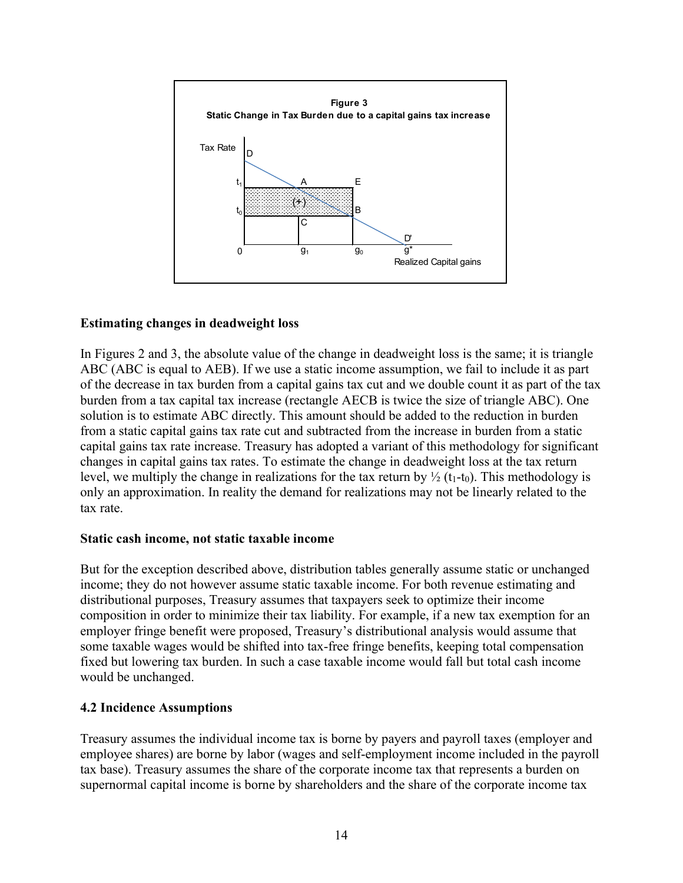**Figure 3**
**Static Change in Tax Burden due to a capital gains tax increase**

### Estimating changes in deadweight loss

In Figures 2 and 3, the absolute value of the change in deadweight loss is the same; it is triangle ABC (ABC is equal to AEB). If we use a static income assumption, we fail to include it as part of the decrease in tax burden from a capital gains tax cut and we double count it as part of the tax burden from a tax capital tax increase (rectangle AECB is twice the size of triangle ABC). One solution is to estimate ABC directly. This amount should be added to the reduction in burden from a static capital gains tax rate cut and subtracted from the increase in burden from a static capital gains tax rate increase. Treasury has adopted a variant of this methodology for significant changes in capital gains tax rates. To estimate the change in deadweight loss at the tax return level, we multiply the change in realizations for the tax return by ½ $(t_1 - t_0)$. This methodology is only an approximation. In reality the demand for realizations may not be linearly related to the tax rate.

### Static cash income, not static taxable income

But for the exception described above, distribution tables generally assume static or unchanged income; they do not however assume static taxable income. For both revenue estimating and distributional purposes, Treasury assumes that taxpayers seek to optimize their income composition in order to minimize their tax liability. For example, if a new tax exemption for an employer fringe benefit were proposed, Treasury's distributional analysis would assume that some taxable wages would be shifted into tax-free fringe benefits, keeping total compensation fixed but lowering tax burden. In such a case taxable income would fall but total cash income would be unchanged.

## 4.2 Incidence Assumptions

Treasury assumes the individual income tax is borne by payers and payroll taxes (employer and employee shares) are borne by labor (wages and self-employment income included in the payroll tax base). Treasury assumes the share of the corporate income tax that represents a burden on supernormal capital income is borne by shareholders and the share of the corporate income tax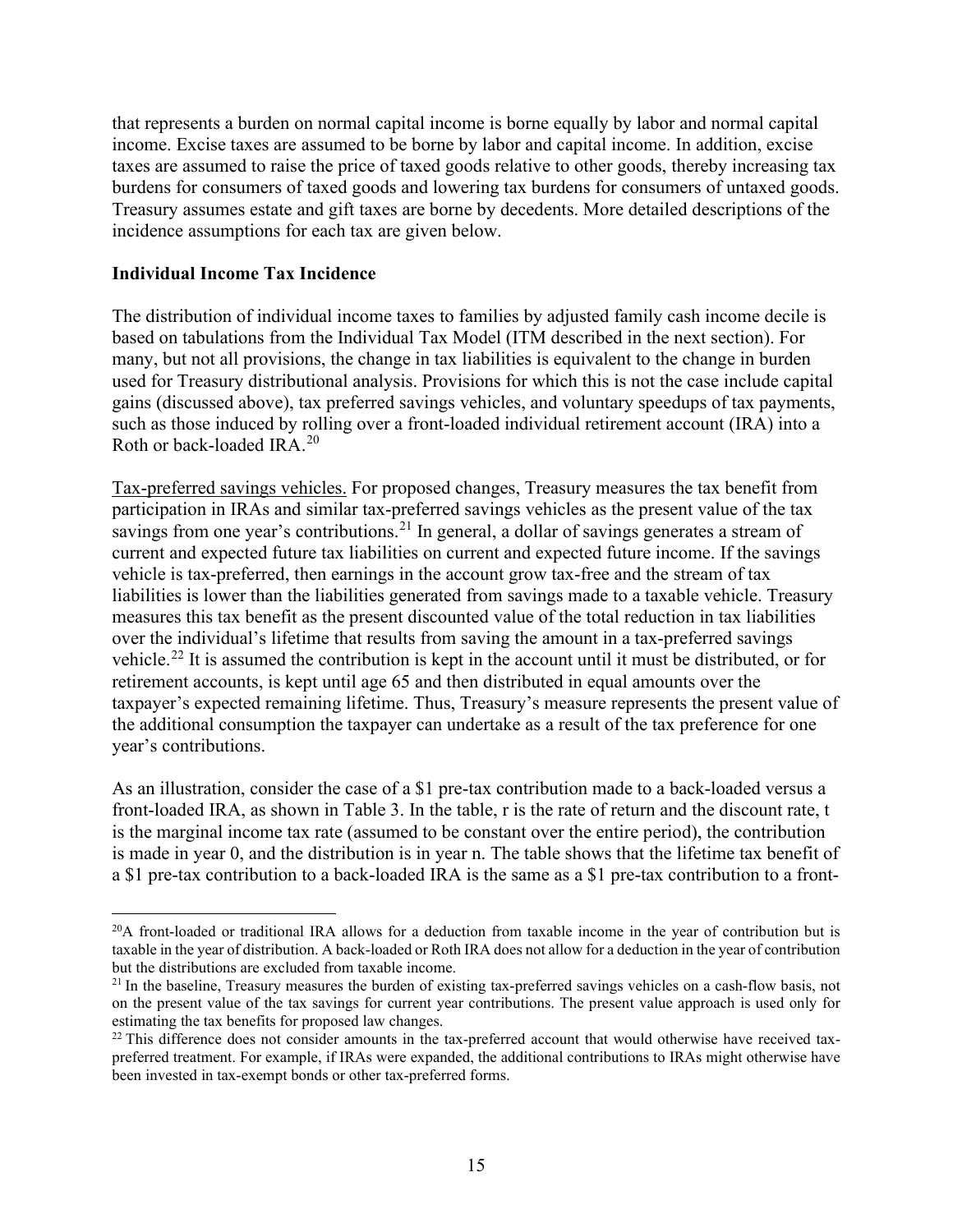that represents a burden on normal capital income is borne equally by labor and normal capital income. Excise taxes are assumed to be borne by labor and capital income. In addition, excise taxes are assumed to raise the price of taxed goods relative to other goods, thereby increasing tax burdens for consumers of taxed goods and lowering tax burdens for consumers of untaxed goods. Treasury assumes estate and gift taxes are borne by decedents. More detailed descriptions of the incidence assumptions for each tax are given below.

**Individual Income Tax Incidence**

The distribution of individual income taxes to families by adjusted family cash income decile is based on tabulations from the Individual Tax Model (ITM described in the next section). For many, but not all provisions, the change in tax liabilities is equivalent to the change in burden used for Treasury distributional analysis. Provisions for which this is not the case include capital gains (discussed above), tax preferred savings vehicles, and voluntary speedups of tax payments, such as those induced by rolling over a front-loaded individual retirement account (IRA) into a Roth or back-loaded IRA.[20]

Tax-preferred savings vehicles. For proposed changes, Treasury measures the tax benefit from participation in IRAs and similar tax-preferred savings vehicles as the present value of the tax savings from one year's contributions.[21] In general, a dollar of savings generates a stream of current and expected future tax liabilities on current and expected future income. If the savings vehicle is tax-preferred, then earnings in the account grow tax-free and the stream of tax liabilities is lower than the liabilities generated from savings made to a taxable vehicle. Treasury measures this tax benefit as the present discounted value of the total reduction in tax liabilities over the individual's lifetime that results from saving the amount in a tax-preferred savings vehicle.[22] It is assumed the contribution is kept in the account until it must be distributed, or for retirement accounts, is kept until age 65 and then distributed in equal amounts over the taxpayer's expected remaining lifetime. Thus, Treasury's measure represents the present value of the additional consumption the taxpayer can undertake as a result of the tax preference for one year's contributions.

As an illustration, consider the case of a \$1 pre-tax contribution made to a back-loaded versus a front-loaded IRA, as shown in Table 3. In the table, r is the rate of return and the discount rate, t is the marginal income tax rate (assumed to be constant over the entire period), the contribution is made in year 0, and the distribution is in year n. The table shows that the lifetime tax benefit of a \$1 pre-tax contribution to a back-loaded IRA is the same as a \$1 pre-tax contribution to a front-

---

[20] A front-loaded or traditional IRA allows for a deduction from taxable income in the year of contribution but is taxable in the year of distribution. A back-loaded or Roth IRA does not allow for a deduction in the year of contribution but the distributions are excluded from taxable income.

[21] In the baseline, Treasury measures the burden of existing tax-preferred savings vehicles on a cash-flow basis, not on the present value of the tax savings for current year contributions. The present value approach is used only for estimating the tax benefits for proposed law changes.

[22] This difference does not consider amounts in the tax-preferred account that would otherwise have received tax-preferred treatment. For example, if IRAs were expanded, the additional contributions to IRAs might otherwise have been invested in tax-exempt bonds or other tax-preferred forms.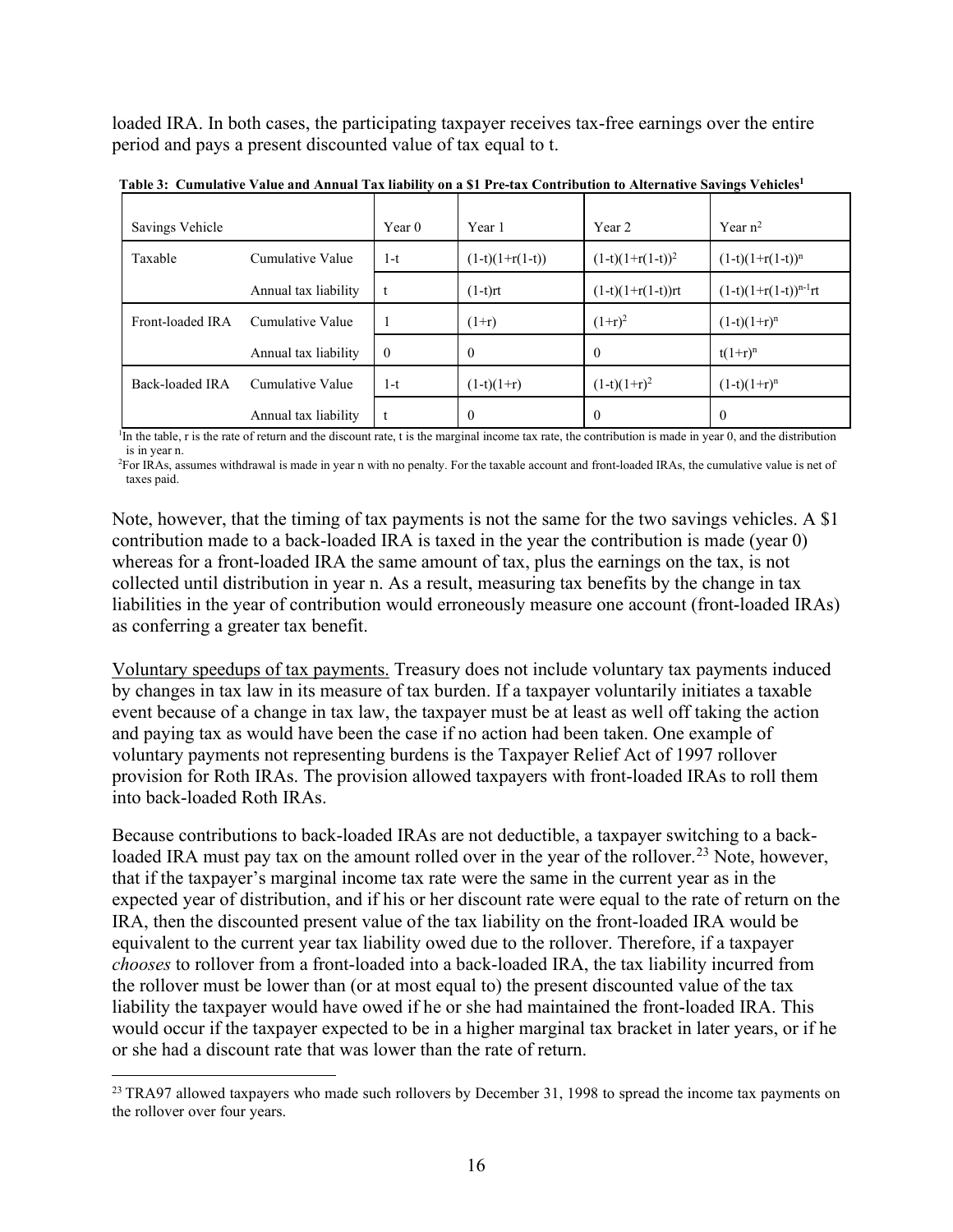loaded IRA. In both cases, the participating taxpayer receives tax-free earnings over the entire period and pays a present discounted value of tax equal to t.

**Table 3: Cumulative Value and Annual Tax liability on a $1 Pre-tax Contribution to Alternative Savings Vehicles[1]**

| Savings Vehicle | | Year 0 | Year 1 | Year 2 | Year n[2] |
|---|---|---|---|---|---|
| Taxable | Cumulative Value | $1-t$ | $(1-t)(1+r(1-t))$ | $(1-t)(1+r(1-t))^2$ | $(1-t)(1+r(1-t))^n$ |
| | Annual tax liability | $t$ | $(1-t)rt$ | $(1-t)(1+r(1-t))rt$ | $(1-t)(1+r(1-t))^{n-1}rt$ |
| Front-loaded IRA | Cumulative Value | 1 | $(1+r)$ | $(1+r)^2$ | $(1-t)(1+r)^n$ |
| | Annual tax liability | 0 | 0 | 0 | $t(1+r)^n$ |
| Back-loaded IRA | Cumulative Value | $1-t$ | $(1-t)(1+r)$ | $(1-t)(1+r)^2$ | $(1-t)(1+r)^n$ |
| | Annual tax liability | $t$ | 0 | 0 | 0 |

[1]In the table, r is the rate of return and the discount rate, t is the marginal income tax rate, the contribution is made in year 0, and the distribution is in year n.

[2]For IRAs, assumes withdrawal is made in year n with no penalty. For the taxable account and front-loaded IRAs, the cumulative value is net of taxes paid.

Note, however, that the timing of tax payments is not the same for the two savings vehicles. A $1 contribution made to a back-loaded IRA is taxed in the year the contribution is made (year 0) whereas for a front-loaded IRA the same amount of tax, plus the earnings on the tax, is not collected until distribution in year n. As a result, measuring tax benefits by the change in tax liabilities in the year of contribution would erroneously measure one account (front-loaded IRAs) as conferring a greater tax benefit.

<u>Voluntary speedups of tax payments.</u> Treasury does not include voluntary tax payments induced by changes in tax law in its measure of tax burden. If a taxpayer voluntarily initiates a taxable event because of a change in tax law, the taxpayer must be at least as well off taking the action and paying tax as would have been the case if no action had been taken. One example of voluntary payments not representing burdens is the Taxpayer Relief Act of 1997 rollover provision for Roth IRAs. The provision allowed taxpayers with front-loaded IRAs to roll them into back-loaded Roth IRAs.

Because contributions to back-loaded IRAs are not deductible, a taxpayer switching to a back-loaded IRA must pay tax on the amount rolled over in the year of the rollover.[23] Note, however, that if the taxpayer's marginal income tax rate were the same in the current year as in the expected year of distribution, and if his or her discount rate were equal to the rate of return on the IRA, then the discounted present value of the tax liability on the front-loaded IRA would be equivalent to the current year tax liability owed due to the rollover. Therefore, if a taxpayer *chooses* to rollover from a front-loaded into a back-loaded IRA, the tax liability incurred from the rollover must be lower than (or at most equal to) the present discounted value of the tax liability the taxpayer would have owed if he or she had maintained the front-loaded IRA. This would occur if the taxpayer expected to be in a higher marginal tax bracket in later years, or if he or she had a discount rate that was lower than the rate of return.

[23] TRA97 allowed taxpayers who made such rollovers by December 31, 1998 to spread the income tax payments on the rollover over four years.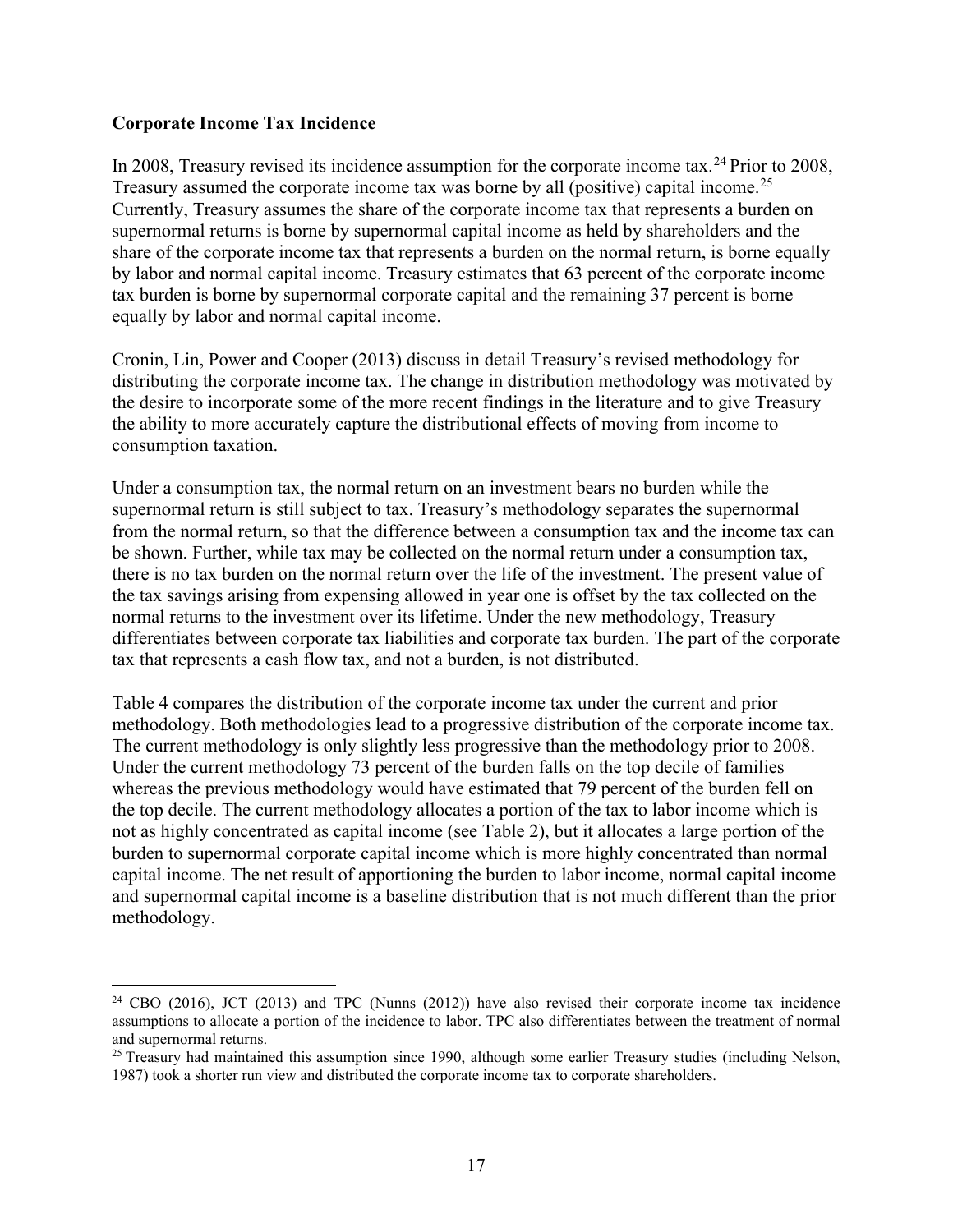**Corporate Income Tax Incidence**

In 2008, Treasury revised its incidence assumption for the corporate income tax.[24] Prior to 2008, Treasury assumed the corporate income tax was borne by all (positive) capital income.[25] Currently, Treasury assumes the share of the corporate income tax that represents a burden on supernormal returns is borne by supernormal capital income as held by shareholders and the share of the corporate income tax that represents a burden on the normal return, is borne equally by labor and normal capital income. Treasury estimates that 63 percent of the corporate income tax burden is borne by supernormal corporate capital and the remaining 37 percent is borne equally by labor and normal capital income.

Cronin, Lin, Power and Cooper (2013) discuss in detail Treasury's revised methodology for distributing the corporate income tax. The change in distribution methodology was motivated by the desire to incorporate some of the more recent findings in the literature and to give Treasury the ability to more accurately capture the distributional effects of moving from income to consumption taxation.

Under a consumption tax, the normal return on an investment bears no burden while the supernormal return is still subject to tax. Treasury's methodology separates the supernormal from the normal return, so that the difference between a consumption tax and the income tax can be shown. Further, while tax may be collected on the normal return under a consumption tax, there is no tax burden on the normal return over the life of the investment. The present value of the tax savings arising from expensing allowed in year one is offset by the tax collected on the normal returns to the investment over its lifetime. Under the new methodology, Treasury differentiates between corporate tax liabilities and corporate tax burden. The part of the corporate tax that represents a cash flow tax, and not a burden, is not distributed.

Table 4 compares the distribution of the corporate income tax under the current and prior methodology. Both methodologies lead to a progressive distribution of the corporate income tax. The current methodology is only slightly less progressive than the methodology prior to 2008. Under the current methodology 73 percent of the burden falls on the top decile of families whereas the previous methodology would have estimated that 79 percent of the burden fell on the top decile. The current methodology allocates a portion of the tax to labor income which is not as highly concentrated as capital income (see Table 2), but it allocates a large portion of the burden to supernormal corporate capital income which is more highly concentrated than normal capital income. The net result of apportioning the burden to labor income, normal capital income and supernormal capital income is a baseline distribution that is not much different than the prior methodology.

---

[24] CBO (2016), JCT (2013) and TPC (Nunns (2012)) have also revised their corporate income tax incidence assumptions to allocate a portion of the incidence to labor. TPC also differentiates between the treatment of normal and supernormal returns.

[25] Treasury had maintained this assumption since 1990, although some earlier Treasury studies (including Nelson, 1987) took a shorter run view and distributed the corporate income tax to corporate shareholders.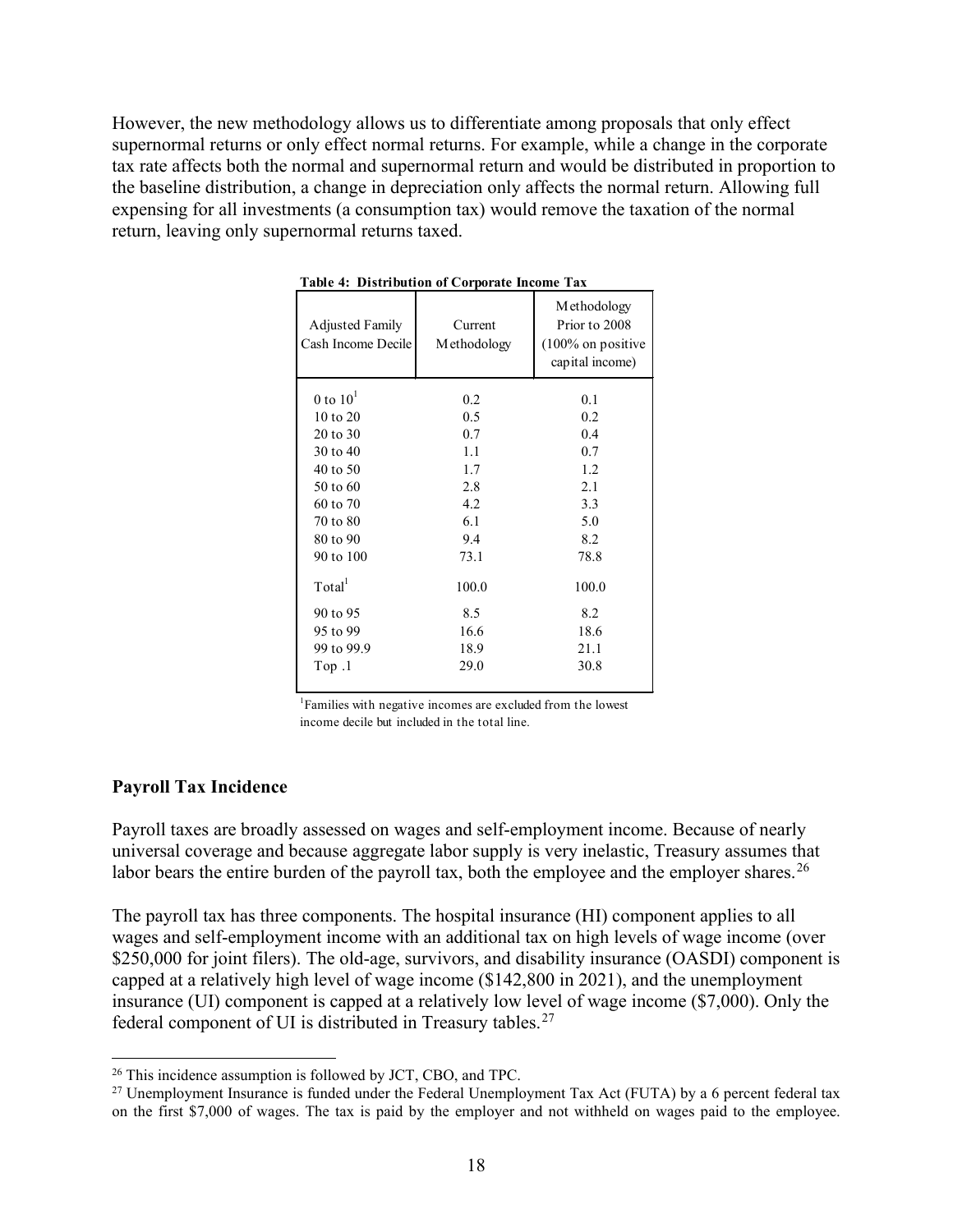However, the new methodology allows us to differentiate among proposals that only effect supernormal returns or only effect normal returns. For example, while a change in the corporate tax rate affects both the normal and supernormal return and would be distributed in proportion to the baseline distribution, a change in depreciation only affects the normal return. Allowing full expensing for all investments (a consumption tax) would remove the taxation of the normal return, leaving only supernormal returns taxed.

**Table 4: Distribution of Corporate Income Tax**

| Adjusted Family Cash Income Decile | Current Methodology | Methodology Prior to 2008 (100% on positive capital income) |
|---|---|---|
| 0 to 10[1] | 0.2 | 0.1 |
| 10 to 20 | 0.5 | 0.2 |
| 20 to 30 | 0.7 | 0.4 |
| 30 to 40 | 1.1 | 0.7 |
| 40 to 50 | 1.7 | 1.2 |
| 50 to 60 | 2.8 | 2.1 |
| 60 to 70 | 4.2 | 3.3 |
| 70 to 80 | 6.1 | 5.0 |
| 80 to 90 | 9.4 | 8.2 |
| 90 to 100 | 73.1 | 78.8 |
| Total[1] | 100.0 | 100.0 |
| 90 to 95 | 8.5 | 8.2 |
| 95 to 99 | 16.6 | 18.6 |
| 99 to 99.9 | 18.9 | 21.1 |
| Top .1 | 29.0 | 30.8 |

[1]Families with negative incomes are excluded from the lowest income decile but included in the total line.

## Payroll Tax Incidence

Payroll taxes are broadly assessed on wages and self-employment income. Because of nearly universal coverage and because aggregate labor supply is very inelastic, Treasury assumes that labor bears the entire burden of the payroll tax, both the employee and the employer shares.[26]

The payroll tax has three components. The hospital insurance (HI) component applies to all wages and self-employment income with an additional tax on high levels of wage income (over \$250,000 for joint filers). The old-age, survivors, and disability insurance (OASDI) component is capped at a relatively high level of wage income (\$142,800 in 2021), and the unemployment insurance (UI) component is capped at a relatively low level of wage income (\$7,000). Only the federal component of UI is distributed in Treasury tables.[27]

[26] This incidence assumption is followed by JCT, CBO, and TPC.

[27] Unemployment Insurance is funded under the Federal Unemployment Tax Act (FUTA) by a 6 percent federal tax on the first \$7,000 of wages. The tax is paid by the employer and not withheld on wages paid to the employee.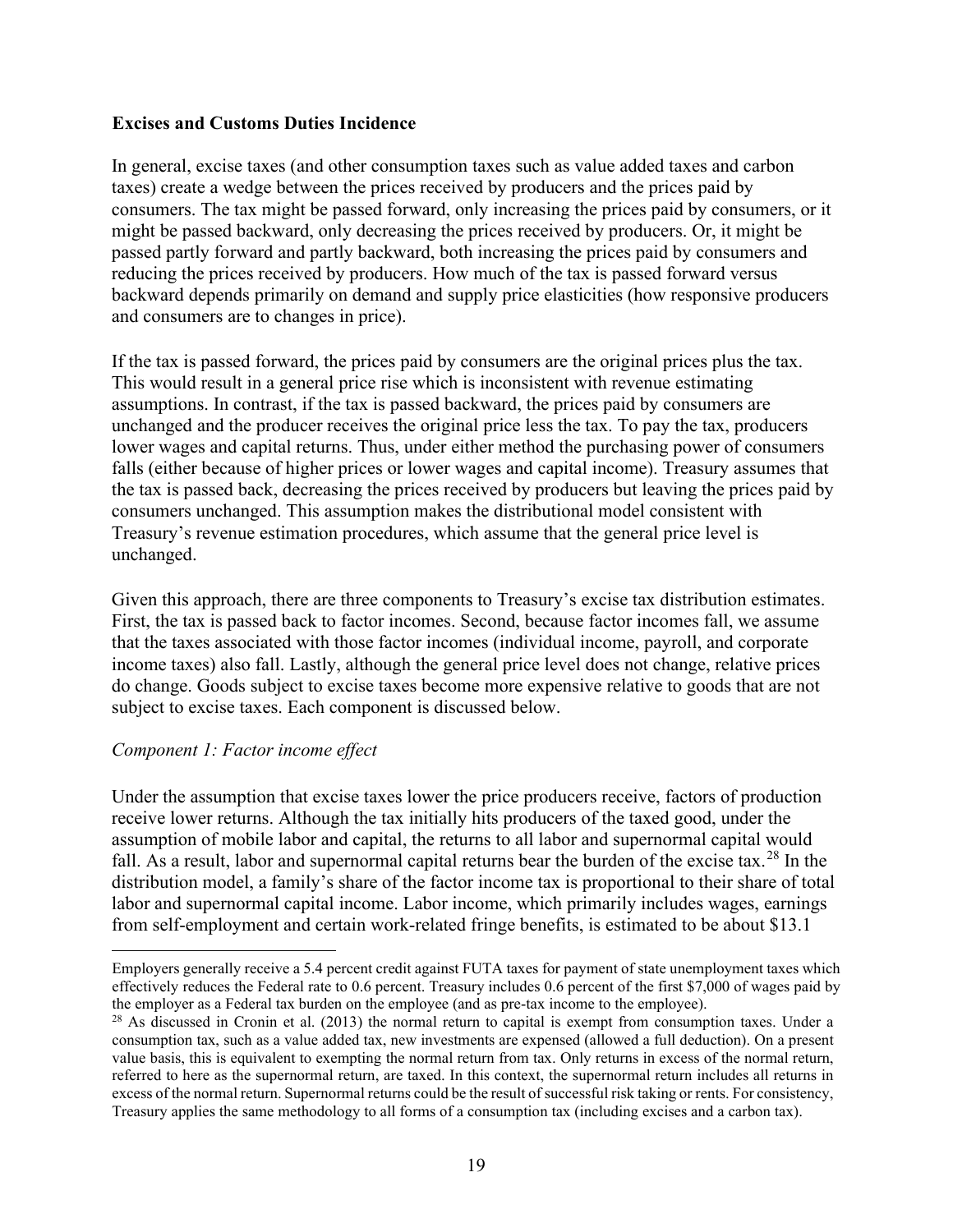**Excises and Customs Duties Incidence**

In general, excise taxes (and other consumption taxes such as value added taxes and carbon taxes) create a wedge between the prices received by producers and the prices paid by consumers. The tax might be passed forward, only increasing the prices paid by consumers, or it might be passed backward, only decreasing the prices received by producers. Or, it might be passed partly forward and partly backward, both increasing the prices paid by consumers and reducing the prices received by producers. How much of the tax is passed forward versus backward depends primarily on demand and supply price elasticities (how responsive producers and consumers are to changes in price).

If the tax is passed forward, the prices paid by consumers are the original prices plus the tax. This would result in a general price rise which is inconsistent with revenue estimating assumptions. In contrast, if the tax is passed backward, the prices paid by consumers are unchanged and the producer receives the original price less the tax. To pay the tax, producers lower wages and capital returns. Thus, under either method the purchasing power of consumers falls (either because of higher prices or lower wages and capital income). Treasury assumes that the tax is passed back, decreasing the prices received by producers but leaving the prices paid by consumers unchanged. This assumption makes the distributional model consistent with Treasury's revenue estimation procedures, which assume that the general price level is unchanged.

Given this approach, there are three components to Treasury's excise tax distribution estimates. First, the tax is passed back to factor incomes. Second, because factor incomes fall, we assume that the taxes associated with those factor incomes (individual income, payroll, and corporate income taxes) also fall. Lastly, although the general price level does not change, relative prices do change. Goods subject to excise taxes become more expensive relative to goods that are not subject to excise taxes. Each component is discussed below.

*Component 1: Factor income effect*

Under the assumption that excise taxes lower the price producers receive, factors of production receive lower returns. Although the tax initially hits producers of the taxed good, under the assumption of mobile labor and capital, the returns to all labor and supernormal capital would fall. As a result, labor and supernormal capital returns bear the burden of the excise tax.[28] In the distribution model, a family's share of the factor income tax is proportional to their share of total labor and supernormal capital income. Labor income, which primarily includes wages, earnings from self-employment and certain work-related fringe benefits, is estimated to be about $13.1

---

Employers generally receive a 5.4 percent credit against FUTA taxes for payment of state unemployment taxes which effectively reduces the Federal rate to 0.6 percent. Treasury includes 0.6 percent of the first $7,000 of wages paid by the employer as a Federal tax burden on the employee (and as pre-tax income to the employee).

[28] As discussed in Cronin et al. (2013) the normal return to capital is exempt from consumption taxes. Under a consumption tax, such as a value added tax, new investments are expensed (allowed a full deduction). On a present value basis, this is equivalent to exempting the normal return from tax. Only returns in excess of the normal return, referred to here as the supernormal return, are taxed. In this context, the supernormal return includes all returns in excess of the normal return. Supernormal returns could be the result of successful risk taking or rents. For consistency, Treasury applies the same methodology to all forms of a consumption tax (including excises and a carbon tax).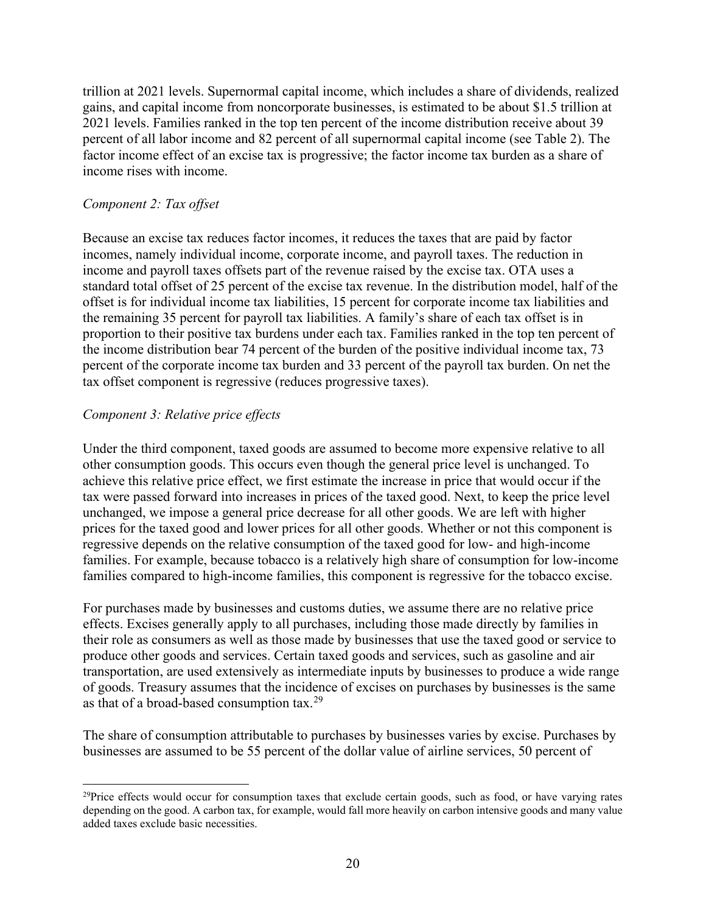trillion at 2021 levels. Supernormal capital income, which includes a share of dividends, realized gains, and capital income from noncorporate businesses, is estimated to be about $1.5 trillion at 2021 levels. Families ranked in the top ten percent of the income distribution receive about 39 percent of all labor income and 82 percent of all supernormal capital income (see Table 2). The factor income effect of an excise tax is progressive; the factor income tax burden as a share of income rises with income.

*Component 2: Tax offset*

Because an excise tax reduces factor incomes, it reduces the taxes that are paid by factor incomes, namely individual income, corporate income, and payroll taxes. The reduction in income and payroll taxes offsets part of the revenue raised by the excise tax. OTA uses a standard total offset of 25 percent of the excise tax revenue. In the distribution model, half of the offset is for individual income tax liabilities, 15 percent for corporate income tax liabilities and the remaining 35 percent for payroll tax liabilities. A family's share of each tax offset is in proportion to their positive tax burdens under each tax. Families ranked in the top ten percent of the income distribution bear 74 percent of the burden of the positive individual income tax, 73 percent of the corporate income tax burden and 33 percent of the payroll tax burden. On net the tax offset component is regressive (reduces progressive taxes).

*Component 3: Relative price effects*

Under the third component, taxed goods are assumed to become more expensive relative to all other consumption goods. This occurs even though the general price level is unchanged. To achieve this relative price effect, we first estimate the increase in price that would occur if the tax were passed forward into increases in prices of the taxed good. Next, to keep the price level unchanged, we impose a general price decrease for all other goods. We are left with higher prices for the taxed good and lower prices for all other goods. Whether or not this component is regressive depends on the relative consumption of the taxed good for low- and high-income families. For example, because tobacco is a relatively high share of consumption for low-income families compared to high-income families, this component is regressive for the tobacco excise.

For purchases made by businesses and customs duties, we assume there are no relative price effects. Excises generally apply to all purchases, including those made directly by families in their role as consumers as well as those made by businesses that use the taxed good or service to produce other goods and services. Certain taxed goods and services, such as gasoline and air transportation, are used extensively as intermediate inputs by businesses to produce a wide range of goods. Treasury assumes that the incidence of excises on purchases by businesses is the same as that of a broad-based consumption tax.[29]

The share of consumption attributable to purchases by businesses varies by excise. Purchases by businesses are assumed to be 55 percent of the dollar value of airline services, 50 percent of

[29] Price effects would occur for consumption taxes that exclude certain goods, such as food, or have varying rates depending on the good. A carbon tax, for example, would fall more heavily on carbon intensive goods and many value added taxes exclude basic necessities.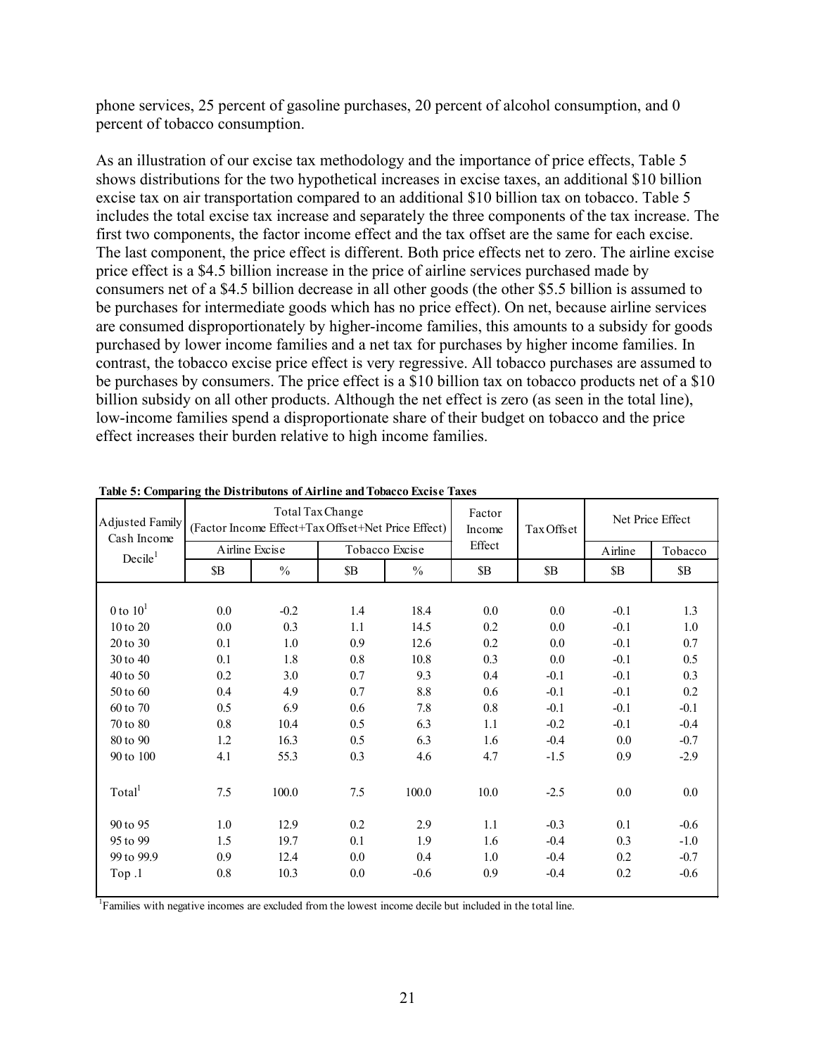phone services, 25 percent of gasoline purchases, 20 percent of alcohol consumption, and 0 percent of tobacco consumption.

As an illustration of our excise tax methodology and the importance of price effects, Table 5 shows distributions for the two hypothetical increases in excise taxes, an additional $10 billion excise tax on air transportation compared to an additional $10 billion tax on tobacco. Table 5 includes the total excise tax increase and separately the three components of the tax increase. The first two components, the factor income effect and the tax offset are the same for each excise. The last component, the price effect is different. Both price effects net to zero. The airline excise price effect is a $4.5 billion increase in the price of airline services purchased made by consumers net of a $4.5 billion decrease in all other goods (the other $5.5 billion is assumed to be purchases for intermediate goods which has no price effect). On net, because airline services are consumed disproportionately by higher-income families, this amounts to a subsidy for goods purchased by lower income families and a net tax for purchases by higher income families. In contrast, the tobacco excise price effect is very regressive. All tobacco purchases are assumed to be purchases by consumers. The price effect is a $10 billion tax on tobacco products net of a $10 billion subsidy on all other products. Although the net effect is zero (as seen in the total line), low-income families spend a disproportionate share of their budget on tobacco and the price effect increases their burden relative to high income families.

**Table 5: Comparing the Distributons of Airline and Tobacco Excise Taxes**

| Adjusted Family Cash Income Decile[1] | Total Tax Change (Factor Income Effect+Tax Offset+Net Price Effect) | | | | Factor Income Effect | Tax Offset | Net Price Effect | |
|---|---|---|---|---|---|---|---|---|
| | Airline Excise | | Tobacco Excise | | | | Airline | Tobacco |
| | $B | % | $B | % | $B | $B | $B | $B |
| 0 to 10[1] | 0.0 | -0.2 | 1.4 | 18.4 | 0.0 | 0.0 | -0.1 | 1.3 |
| 10 to 20 | 0.0 | 0.3 | 1.1 | 14.5 | 0.2 | 0.0 | -0.1 | 1.0 |
| 20 to 30 | 0.1 | 1.0 | 0.9 | 12.6 | 0.2 | 0.0 | -0.1 | 0.7 |
| 30 to 40 | 0.1 | 1.8 | 0.8 | 10.8 | 0.3 | 0.0 | -0.1 | 0.5 |
| 40 to 50 | 0.2 | 3.0 | 0.7 | 9.3 | 0.4 | -0.1 | -0.1 | 0.3 |
| 50 to 60 | 0.4 | 4.9 | 0.7 | 8.8 | 0.6 | -0.1 | -0.1 | 0.2 |
| 60 to 70 | 0.5 | 6.9 | 0.6 | 7.8 | 0.8 | -0.1 | -0.1 | -0.1 |
| 70 to 80 | 0.8 | 10.4 | 0.5 | 6.3 | 1.1 | -0.2 | -0.1 | -0.4 |
| 80 to 90 | 1.2 | 16.3 | 0.5 | 6.3 | 1.6 | -0.4 | 0.0 | -0.7 |
| 90 to 100 | 4.1 | 55.3 | 0.3 | 4.6 | 4.7 | -1.5 | 0.9 | -2.9 |
| Total[1] | 7.5 | 100.0 | 7.5 | 100.0 | 10.0 | -2.5 | 0.0 | 0.0 |
| 90 to 95 | 1.0 | 12.9 | 0.2 | 2.9 | 1.1 | -0.3 | 0.1 | -0.6 |
| 95 to 99 | 1.5 | 19.7 | 0.1 | 1.9 | 1.6 | -0.4 | 0.3 | -1.0 |
| 99 to 99.9 | 0.9 | 12.4 | 0.0 | 0.4 | 1.0 | -0.4 | 0.2 | -0.7 |
| Top .1 | 0.8 | 10.3 | 0.0 | -0.6 | 0.9 | -0.4 | 0.2 | -0.6 |

[1]Families with negative incomes are excluded from the lowest income decile but included in the total line.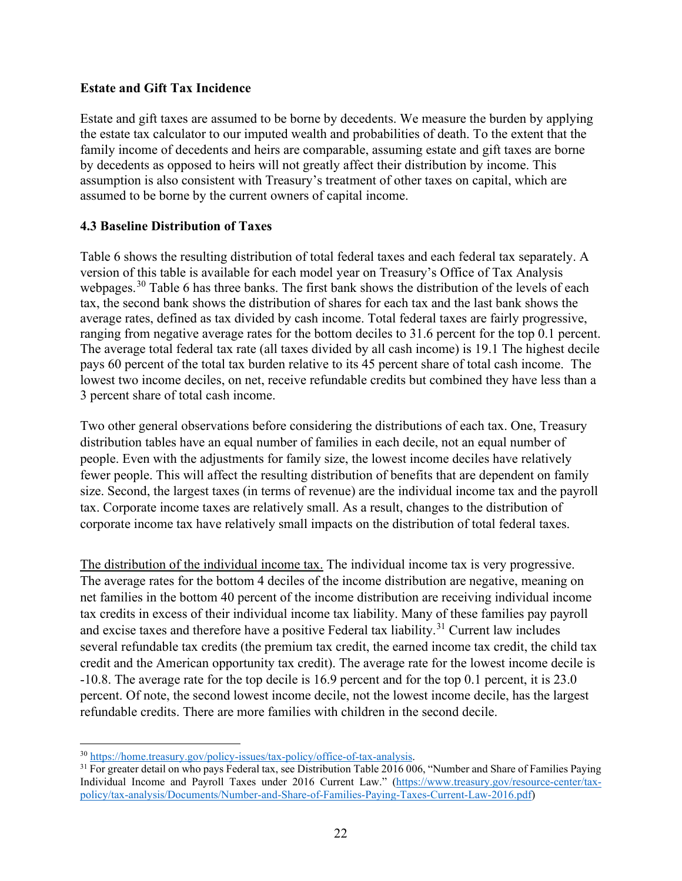**Estate and Gift Tax Incidence**

Estate and gift taxes are assumed to be borne by decedents. We measure the burden by applying the estate tax calculator to our imputed wealth and probabilities of death. To the extent that the family income of decedents and heirs are comparable, assuming estate and gift taxes are borne by decedents as opposed to heirs will not greatly affect their distribution by income. This assumption is also consistent with Treasury's treatment of other taxes on capital, which are assumed to be borne by the current owners of capital income.

### 4.3 Baseline Distribution of Taxes

Table 6 shows the resulting distribution of total federal taxes and each federal tax separately. A version of this table is available for each model year on Treasury's Office of Tax Analysis webpages.[30] Table 6 has three banks. The first bank shows the distribution of the levels of each tax, the second bank shows the distribution of shares for each tax and the last bank shows the average rates, defined as tax divided by cash income. Total federal taxes are fairly progressive, ranging from negative average rates for the bottom deciles to 31.6 percent for the top 0.1 percent. The average total federal tax rate (all taxes divided by all cash income) is 19.1 The highest decile pays 60 percent of the total tax burden relative to its 45 percent share of total cash income. The lowest two income deciles, on net, receive refundable credits but combined they have less than a 3 percent share of total cash income.

Two other general observations before considering the distributions of each tax. One, Treasury distribution tables have an equal number of families in each decile, not an equal number of people. Even with the adjustments for family size, the lowest income deciles have relatively fewer people. This will affect the resulting distribution of benefits that are dependent on family size. Second, the largest taxes (in terms of revenue) are the individual income tax and the payroll tax. Corporate income taxes are relatively small. As a result, changes to the distribution of corporate income tax have relatively small impacts on the distribution of total federal taxes.

<u>The distribution of the individual income tax.</u> The individual income tax is very progressive. The average rates for the bottom 4 deciles of the income distribution are negative, meaning on net families in the bottom 40 percent of the income distribution are receiving individual income tax credits in excess of their individual income tax liability. Many of these families pay payroll and excise taxes and therefore have a positive Federal tax liability.[31] Current law includes several refundable tax credits (the premium tax credit, the earned income tax credit, the child tax credit and the American opportunity tax credit). The average rate for the lowest income decile is -10.8. The average rate for the top decile is 16.9 percent and for the top 0.1 percent, it is 23.0 percent. Of note, the second lowest income decile, not the lowest income decile, has the largest refundable credits. There are more families with children in the second decile.

---

[30] https://home.treasury.gov/policy-issues/tax-policy/office-of-tax-analysis.

[31] For greater detail on who pays Federal tax, see Distribution Table 2016 006, "Number and Share of Families Paying Individual Income and Payroll Taxes under 2016 Current Law." (https://www.treasury.gov/resource-center/tax-policy/tax-analysis/Documents/Number-and-Share-of-Families-Paying-Taxes-Current-Law-2016.pdf)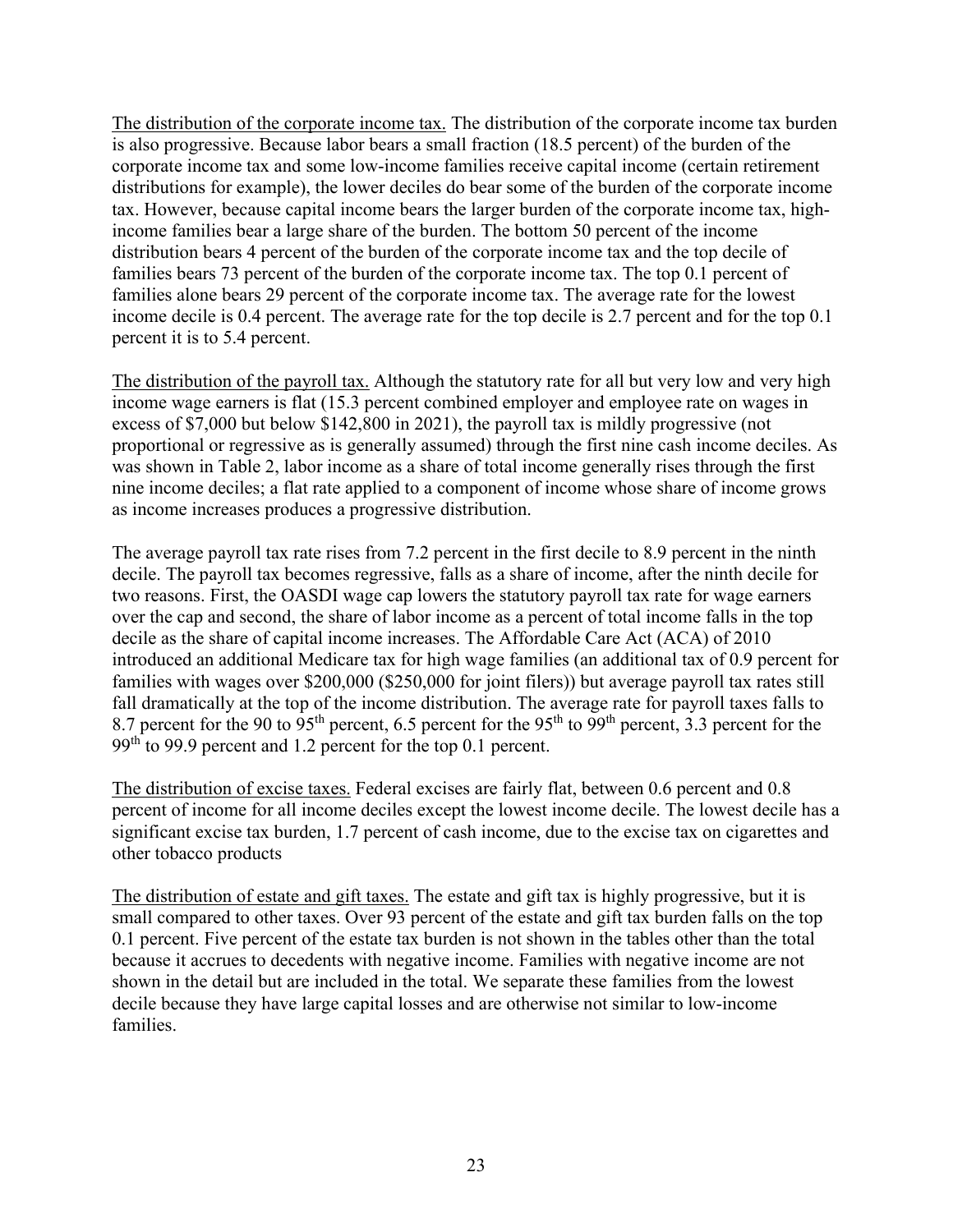The distribution of the corporate income tax. The distribution of the corporate income tax burden is also progressive. Because labor bears a small fraction (18.5 percent) of the burden of the corporate income tax and some low-income families receive capital income (certain retirement distributions for example), the lower deciles do bear some of the burden of the corporate income tax. However, because capital income bears the larger burden of the corporate income tax, high-income families bear a large share of the burden. The bottom 50 percent of the income distribution bears 4 percent of the burden of the corporate income tax and the top decile of families bears 73 percent of the burden of the corporate income tax. The top 0.1 percent of families alone bears 29 percent of the corporate income tax. The average rate for the lowest income decile is 0.4 percent. The average rate for the top decile is 2.7 percent and for the top 0.1 percent it is to 5.4 percent.

The distribution of the payroll tax. Although the statutory rate for all but very low and very high income wage earners is flat (15.3 percent combined employer and employee rate on wages in excess of $7,000 but below $142,800 in 2021), the payroll tax is mildly progressive (not proportional or regressive as is generally assumed) through the first nine cash income deciles. As was shown in Table 2, labor income as a share of total income generally rises through the first nine income deciles; a flat rate applied to a component of income whose share of income grows as income increases produces a progressive distribution.

The average payroll tax rate rises from 7.2 percent in the first decile to 8.9 percent in the ninth decile. The payroll tax becomes regressive, falls as a share of income, after the ninth decile for two reasons. First, the OASDI wage cap lowers the statutory payroll tax rate for wage earners over the cap and second, the share of labor income as a percent of total income falls in the top decile as the share of capital income increases. The Affordable Care Act (ACA) of 2010 introduced an additional Medicare tax for high wage families (an additional tax of 0.9 percent for families with wages over $200,000 ($250,000 for joint filers)) but average payroll tax rates still fall dramatically at the top of the income distribution. The average rate for payroll taxes falls to 8.7 percent for the 90 to 95th percent, 6.5 percent for the 95th to 99th percent, 3.3 percent for the 99th to 99.9 percent and 1.2 percent for the top 0.1 percent.

The distribution of excise taxes. Federal excises are fairly flat, between 0.6 percent and 0.8 percent of income for all income deciles except the lowest income decile. The lowest decile has a significant excise tax burden, 1.7 percent of cash income, due to the excise tax on cigarettes and other tobacco products

The distribution of estate and gift taxes. The estate and gift tax is highly progressive, but it is small compared to other taxes. Over 93 percent of the estate and gift tax burden falls on the top 0.1 percent. Five percent of the estate tax burden is not shown in the tables other than the total because it accrues to decedents with negative income. Families with negative income are not shown in the detail but are included in the total. We separate these families from the lowest decile because they have large capital losses and are otherwise not similar to low-income families.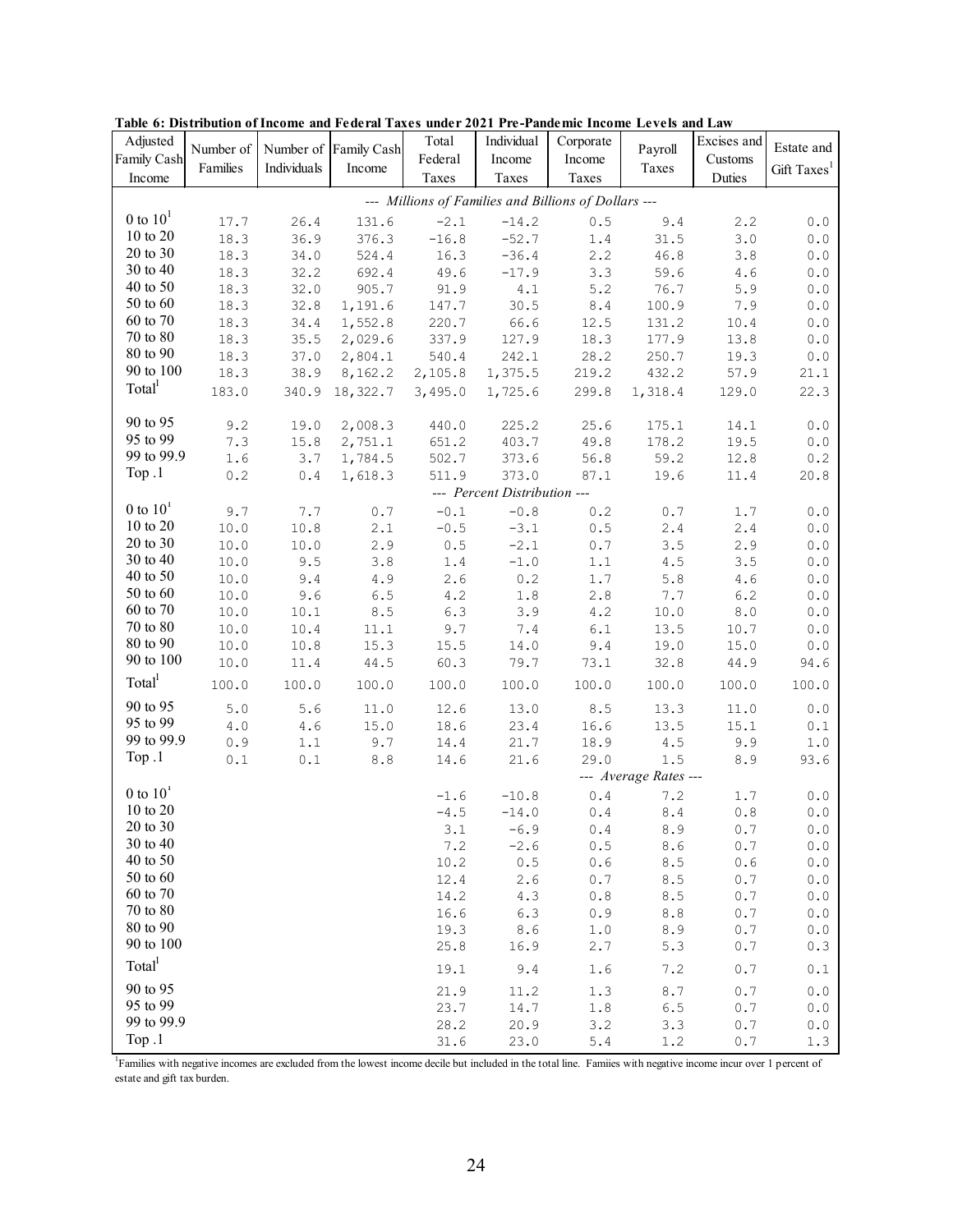**Table 6: Distribution of Income and Federal Taxes under 2021 Pre-Pandemic Income Levels and Law**

| Adjusted Family Cash Income | Number of Families | Number of Individuals | Family Cash Income | Total Federal Taxes | Individual Income Taxes | Corporate Income Taxes | Payroll Taxes | Excises and Customs Duties | Estate and Gift Taxes[1] |
|---|---|---|---|---|---|---|---|---|---|
| | | | --- Millions of Families and Billions of Dollars --- | | | | | | |
| 0 to 10[1] | 17.7 | 26.4 | 131.6 | -2.1 | -14.2 | 0.5 | 9.4 | 2.2 | 0.0 |
| 10 to 20 | 18.3 | 36.9 | 376.3 | -16.8 | -52.7 | 1.4 | 31.5 | 3.0 | 0.0 |
| 20 to 30 | 18.3 | 34.0 | 524.4 | 16.3 | -36.4 | 2.2 | 46.8 | 3.8 | 0.0 |
| 30 to 40 | 18.3 | 32.2 | 692.4 | 49.6 | -17.9 | 3.3 | 59.6 | 4.6 | 0.0 |
| 40 to 50 | 18.3 | 32.0 | 905.7 | 91.9 | 4.1 | 5.2 | 76.7 | 5.9 | 0.0 |
| 50 to 60 | 18.3 | 32.8 | 1,191.6 | 147.7 | 30.5 | 8.4 | 100.9 | 7.9 | 0.0 |
| 60 to 70 | 18.3 | 34.4 | 1,552.8 | 220.7 | 66.6 | 12.5 | 131.2 | 10.4 | 0.0 |
| 70 to 80 | 18.3 | 35.5 | 2,029.6 | 337.9 | 127.9 | 18.3 | 177.9 | 13.8 | 0.0 |
| 80 to 90 | 18.3 | 37.0 | 2,804.1 | 540.4 | 242.1 | 28.2 | 250.7 | 19.3 | 0.0 |
| 90 to 100 | 18.3 | 38.9 | 8,162.2 | 2,105.8 | 1,375.5 | 219.2 | 432.2 | 57.9 | 21.1 |
| Total[1] | 183.0 | 340.9 | 18,322.7 | 3,495.0 | 1,725.6 | 299.8 | 1,318.4 | 129.0 | 22.3 |
| 90 to 95 | 9.2 | 19.0 | 2,008.3 | 440.0 | 225.2 | 25.6 | 175.1 | 14.1 | 0.0 |
| 95 to 99 | 7.3 | 15.8 | 2,751.1 | 651.2 | 403.7 | 49.8 | 178.2 | 19.5 | 0.0 |
| 99 to 99.9 | 1.6 | 3.7 | 1,784.5 | 502.7 | 373.6 | 56.8 | 59.2 | 12.8 | 0.2 |
| Top .1 | 0.2 | 0.4 | 1,618.3 | 511.9 | 373.0 | 87.1 | 19.6 | 11.4 | 20.8 |
| | | | | --- Percent Distribution --- | | | | | |
| 0 to 10[1] | 9.7 | 7.7 | 0.7 | -0.1 | -0.8 | 0.2 | 0.7 | 1.7 | 0.0 |
| 10 to 20 | 10.0 | 10.8 | 2.1 | -0.5 | -3.1 | 0.5 | 2.4 | 2.4 | 0.0 |
| 20 to 30 | 10.0 | 10.0 | 2.9 | 0.5 | -2.1 | 0.7 | 3.5 | 2.9 | 0.0 |
| 30 to 40 | 10.0 | 9.5 | 3.8 | 1.4 | -1.0 | 1.1 | 4.5 | 3.5 | 0.0 |
| 40 to 50 | 10.0 | 9.4 | 4.9 | 2.6 | 0.2 | 1.7 | 5.8 | 4.6 | 0.0 |
| 50 to 60 | 10.0 | 9.6 | 6.5 | 4.2 | 1.8 | 2.8 | 7.7 | 6.2 | 0.0 |
| 60 to 70 | 10.0 | 10.1 | 8.5 | 6.3 | 3.9 | 4.2 | 10.0 | 8.0 | 0.0 |
| 70 to 80 | 10.0 | 10.4 | 11.1 | 9.7 | 7.4 | 6.1 | 13.5 | 10.7 | 0.0 |
| 80 to 90 | 10.0 | 10.8 | 15.3 | 15.5 | 14.0 | 9.4 | 19.0 | 15.0 | 0.0 |
| 90 to 100 | 10.0 | 11.4 | 44.5 | 60.3 | 79.7 | 73.1 | 32.8 | 44.9 | 94.6 |
| Total[1] | 100.0 | 100.0 | 100.0 | 100.0 | 100.0 | 100.0 | 100.0 | 100.0 | 100.0 |
| 90 to 95 | 5.0 | 5.6 | 11.0 | 12.6 | 13.0 | 8.5 | 13.3 | 11.0 | 0.0 |
| 95 to 99 | 4.0 | 4.6 | 15.0 | 18.6 | 23.4 | 16.6 | 13.5 | 15.1 | 0.1 |
| 99 to 99.9 | 0.9 | 1.1 | 9.7 | 14.4 | 21.7 | 18.9 | 4.5 | 9.9 | 1.0 |
| Top .1 | 0.1 | 0.1 | 8.8 | 14.6 | 21.6 | 29.0 | 1.5 | 8.9 | 93.6 |
| | | | | | | | --- Average Rates --- | | |
| 0 to 10[1] | | | | -1.6 | -10.8 | 0.4 | 7.2 | 1.7 | 0.0 |
| 10 to 20 | | | | -4.5 | -14.0 | 0.4 | 8.4 | 0.8 | 0.0 |
| 20 to 30 | | | | 3.1 | -6.9 | 0.4 | 8.9 | 0.7 | 0.0 |
| 30 to 40 | | | | 7.2 | -2.6 | 0.5 | 8.6 | 0.7 | 0.0 |
| 40 to 50 | | | | 10.2 | 0.5 | 0.6 | 8.5 | 0.6 | 0.0 |
| 50 to 60 | | | | 12.4 | 2.6 | 0.7 | 8.5 | 0.7 | 0.0 |
| 60 to 70 | | | | 14.2 | 4.3 | 0.8 | 8.5 | 0.7 | 0.0 |
| 70 to 80 | | | | 16.6 | 6.3 | 0.9 | 8.8 | 0.7 | 0.0 |
| 80 to 90 | | | | 19.3 | 8.6 | 1.0 | 8.9 | 0.7 | 0.0 |
| 90 to 100 | | | | 25.8 | 16.9 | 2.7 | 5.3 | 0.7 | 0.3 |
| Total[1] | | | | 19.1 | 9.4 | 1.6 | 7.2 | 0.7 | 0.1 |
| 90 to 95 | | | | 21.9 | 11.2 | 1.3 | 8.7 | 0.7 | 0.0 |
| 95 to 99 | | | | 23.7 | 14.7 | 1.8 | 6.5 | 0.7 | 0.0 |
| 99 to 99.9 | | | | 28.2 | 20.9 | 3.2 | 3.3 | 0.7 | 0.0 |
| Top .1 | | | | 31.6 | 23.0 | 5.4 | 1.2 | 0.7 | 1.3 |

[1]Families with negative incomes are excluded from the lowest income decile but included in the total line. Famiies with negative income incur over 1 percent of estate and gift tax burden.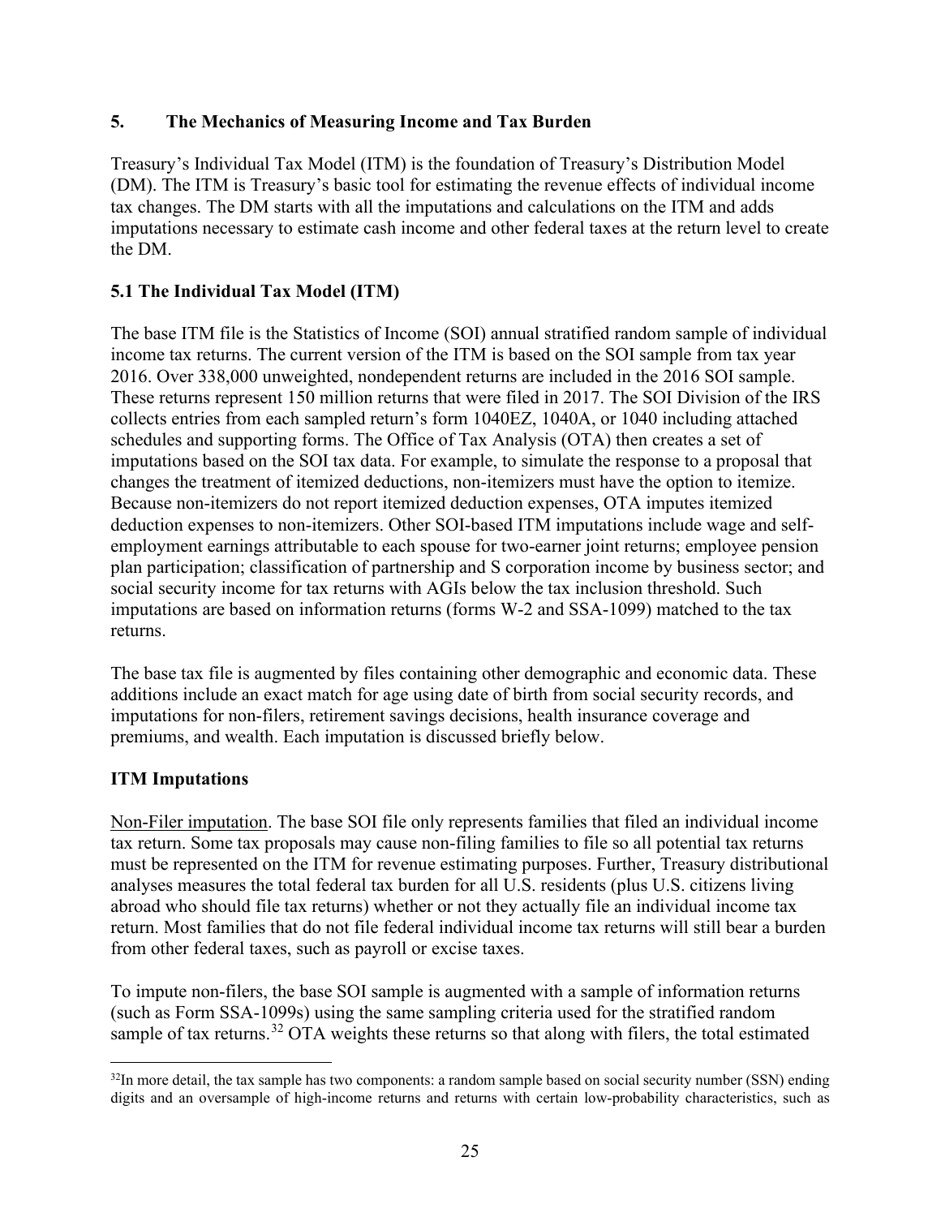## 5. The Mechanics of Measuring Income and Tax Burden

Treasury's Individual Tax Model (ITM) is the foundation of Treasury's Distribution Model (DM). The ITM is Treasury's basic tool for estimating the revenue effects of individual income tax changes. The DM starts with all the imputations and calculations on the ITM and adds imputations necessary to estimate cash income and other federal taxes at the return level to create the DM.

### 5.1 The Individual Tax Model (ITM)

The base ITM file is the Statistics of Income (SOI) annual stratified random sample of individual income tax returns. The current version of the ITM is based on the SOI sample from tax year 2016. Over 338,000 unweighted, nondependent returns are included in the 2016 SOI sample. These returns represent 150 million returns that were filed in 2017. The SOI Division of the IRS collects entries from each sampled return's form 1040EZ, 1040A, or 1040 including attached schedules and supporting forms. The Office of Tax Analysis (OTA) then creates a set of imputations based on the SOI tax data. For example, to simulate the response to a proposal that changes the treatment of itemized deductions, non-itemizers must have the option to itemize. Because non-itemizers do not report itemized deduction expenses, OTA imputes itemized deduction expenses to non-itemizers. Other SOI-based ITM imputations include wage and self-employment earnings attributable to each spouse for two-earner joint returns; employee pension plan participation; classification of partnership and S corporation income by business sector; and social security income for tax returns with AGIs below the tax inclusion threshold. Such imputations are based on information returns (forms W-2 and SSA-1099) matched to the tax returns.

The base tax file is augmented by files containing other demographic and economic data. These additions include an exact match for age using date of birth from social security records, and imputations for non-filers, retirement savings decisions, health insurance coverage and premiums, and wealth. Each imputation is discussed briefly below.

### ITM Imputations

Non-Filer imputation. The base SOI file only represents families that filed an individual income tax return. Some tax proposals may cause non-filing families to file so all potential tax returns must be represented on the ITM for revenue estimating purposes. Further, Treasury distributional analyses measures the total federal tax burden for all U.S. residents (plus U.S. citizens living abroad who should file tax returns) whether or not they actually file an individual income tax return. Most families that do not file federal individual income tax returns will still bear a burden from other federal taxes, such as payroll or excise taxes.

To impute non-filers, the base SOI sample is augmented with a sample of information returns (such as Form SSA-1099s) using the same sampling criteria used for the stratified random sample of tax returns.[32] OTA weights these returns so that along with filers, the total estimated

[32] In more detail, the tax sample has two components: a random sample based on social security number (SSN) ending digits and an oversample of high-income returns and returns with certain low-probability characteristics, such as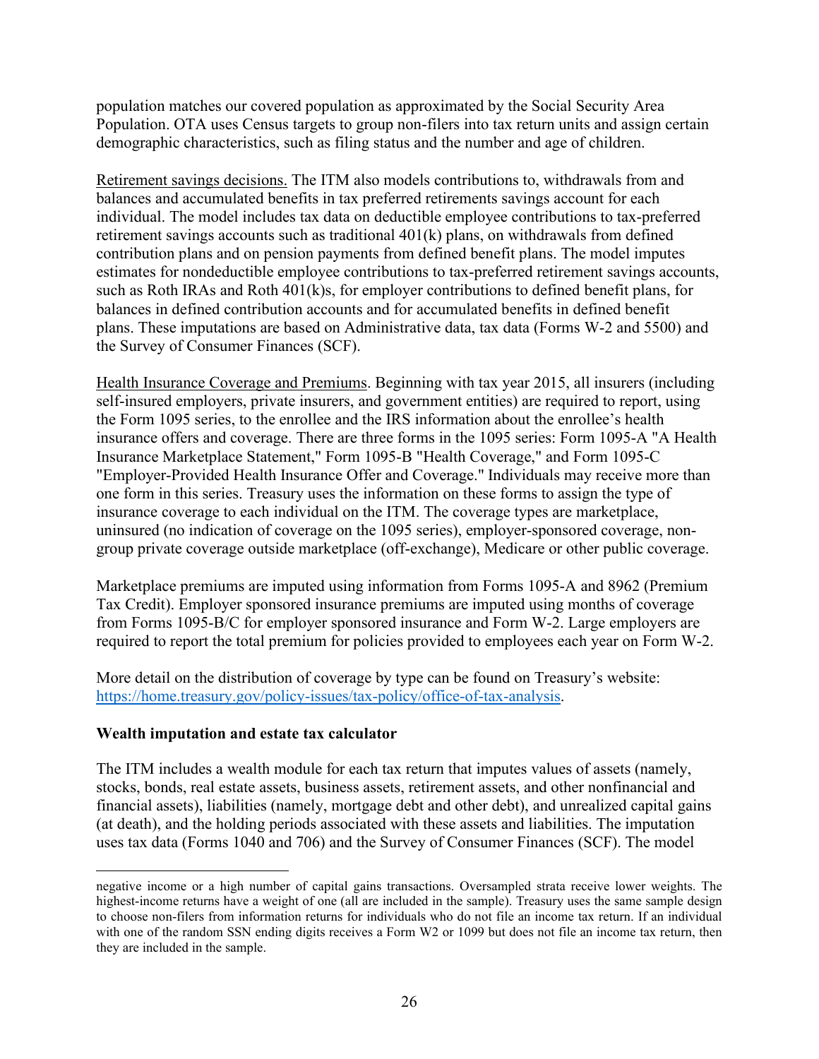population matches our covered population as approximated by the Social Security Area Population. OTA uses Census targets to group non-filers into tax return units and assign certain demographic characteristics, such as filing status and the number and age of children.

Retirement savings decisions. The ITM also models contributions to, withdrawals from and balances and accumulated benefits in tax preferred retirements savings account for each individual. The model includes tax data on deductible employee contributions to tax-preferred retirement savings accounts such as traditional 401(k) plans, on withdrawals from defined contribution plans and on pension payments from defined benefit plans. The model imputes estimates for nondeductible employee contributions to tax-preferred retirement savings accounts, such as Roth IRAs and Roth 401(k)s, for employer contributions to defined benefit plans, for balances in defined contribution accounts and for accumulated benefits in defined benefit plans. These imputations are based on Administrative data, tax data (Forms W-2 and 5500) and the Survey of Consumer Finances (SCF).

Health Insurance Coverage and Premiums. Beginning with tax year 2015, all insurers (including self-insured employers, private insurers, and government entities) are required to report, using the Form 1095 series, to the enrollee and the IRS information about the enrollee's health insurance offers and coverage. There are three forms in the 1095 series: Form 1095-A "A Health Insurance Marketplace Statement," Form 1095-B "Health Coverage," and Form 1095-C "Employer-Provided Health Insurance Offer and Coverage." Individuals may receive more than one form in this series. Treasury uses the information on these forms to assign the type of insurance coverage to each individual on the ITM. The coverage types are marketplace, uninsured (no indication of coverage on the 1095 series), employer-sponsored coverage, non-group private coverage outside marketplace (off-exchange), Medicare or other public coverage.

Marketplace premiums are imputed using information from Forms 1095-A and 8962 (Premium Tax Credit). Employer sponsored insurance premiums are imputed using months of coverage from Forms 1095-B/C for employer sponsored insurance and Form W-2. Large employers are required to report the total premium for policies provided to employees each year on Form W-2.

More detail on the distribution of coverage by type can be found on Treasury's website: https://home.treasury.gov/policy-issues/tax-policy/office-of-tax-analysis.

**Wealth imputation and estate tax calculator**

The ITM includes a wealth module for each tax return that imputes values of assets (namely, stocks, bonds, real estate assets, business assets, retirement assets, and other nonfinancial and financial assets), liabilities (namely, mortgage debt and other debt), and unrealized capital gains (at death), and the holding periods associated with these assets and liabilities. The imputation uses tax data (Forms 1040 and 706) and the Survey of Consumer Finances (SCF). The model

---

negative income or a high number of capital gains transactions. Oversampled strata receive lower weights. The highest-income returns have a weight of one (all are included in the sample). Treasury uses the same sample design to choose non-filers from information returns for individuals who do not file an income tax return. If an individual with one of the random SSN ending digits receives a Form W2 or 1099 but does not file an income tax return, then they are included in the sample.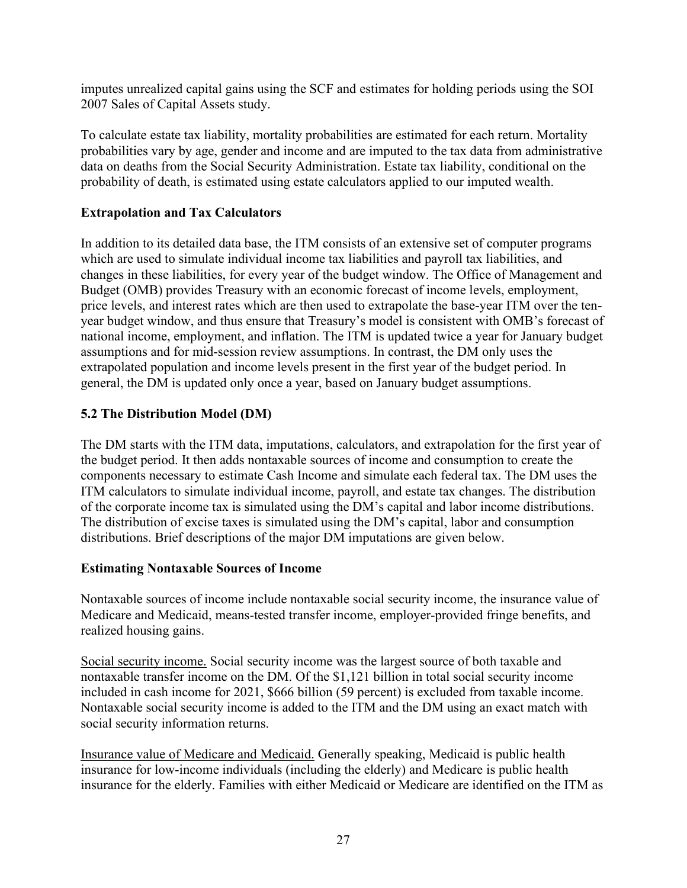imputes unrealized capital gains using the SCF and estimates for holding periods using the SOI 2007 Sales of Capital Assets study.

To calculate estate tax liability, mortality probabilities are estimated for each return. Mortality probabilities vary by age, gender and income and are imputed to the tax data from administrative data on deaths from the Social Security Administration. Estate tax liability, conditional on the probability of death, is estimated using estate calculators applied to our imputed wealth.

**Extrapolation and Tax Calculators**

In addition to its detailed data base, the ITM consists of an extensive set of computer programs which are used to simulate individual income tax liabilities and payroll tax liabilities, and changes in these liabilities, for every year of the budget window. The Office of Management and Budget (OMB) provides Treasury with an economic forecast of income levels, employment, price levels, and interest rates which are then used to extrapolate the base-year ITM over the ten-year budget window, and thus ensure that Treasury's model is consistent with OMB's forecast of national income, employment, and inflation. The ITM is updated twice a year for January budget assumptions and for mid-session review assumptions. In contrast, the DM only uses the extrapolated population and income levels present in the first year of the budget period. In general, the DM is updated only once a year, based on January budget assumptions.

## 5.2 The Distribution Model (DM)

The DM starts with the ITM data, imputations, calculators, and extrapolation for the first year of the budget period. It then adds nontaxable sources of income and consumption to create the components necessary to estimate Cash Income and simulate each federal tax. The DM uses the ITM calculators to simulate individual income, payroll, and estate tax changes. The distribution of the corporate income tax is simulated using the DM's capital and labor income distributions. The distribution of excise taxes is simulated using the DM's capital, labor and consumption distributions. Brief descriptions of the major DM imputations are given below.

**Estimating Nontaxable Sources of Income**

Nontaxable sources of income include nontaxable social security income, the insurance value of Medicare and Medicaid, means-tested transfer income, employer-provided fringe benefits, and realized housing gains.

<u>Social security income.</u> Social security income was the largest source of both taxable and nontaxable transfer income on the DM. Of the $1,121 billion in total social security income included in cash income for 2021, $666 billion (59 percent) is excluded from taxable income. Nontaxable social security income is added to the ITM and the DM using an exact match with social security information returns.

<u>Insurance value of Medicare and Medicaid.</u> Generally speaking, Medicaid is public health insurance for low-income individuals (including the elderly) and Medicare is public health insurance for the elderly. Families with either Medicaid or Medicare are identified on the ITM as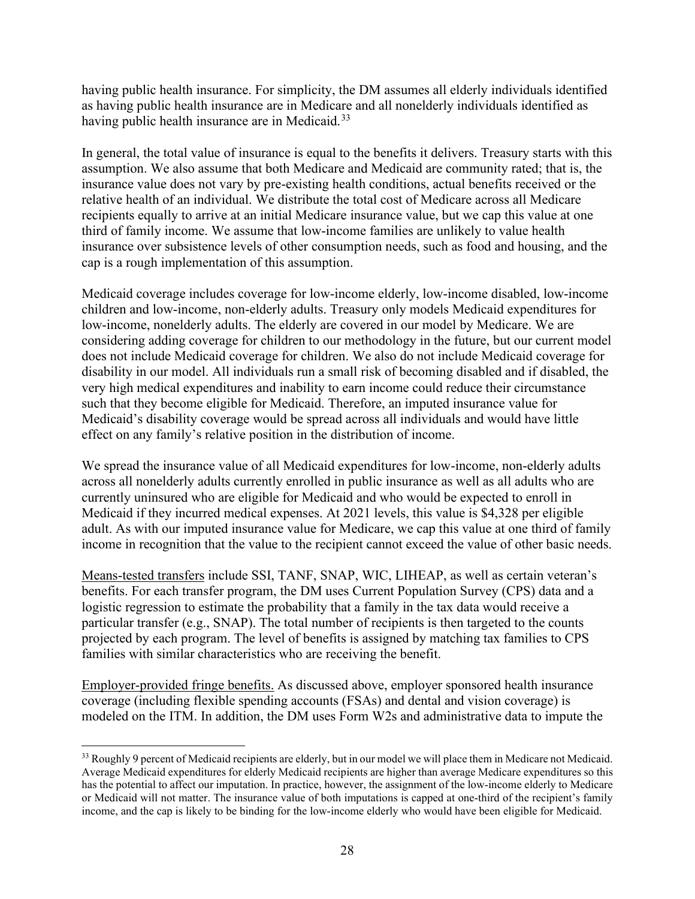having public health insurance. For simplicity, the DM assumes all elderly individuals identified as having public health insurance are in Medicare and all nonelderly individuals identified as having public health insurance are in Medicaid.[33]

In general, the total value of insurance is equal to the benefits it delivers. Treasury starts with this assumption. We also assume that both Medicare and Medicaid are community rated; that is, the insurance value does not vary by pre-existing health conditions, actual benefits received or the relative health of an individual. We distribute the total cost of Medicare across all Medicare recipients equally to arrive at an initial Medicare insurance value, but we cap this value at one third of family income. We assume that low-income families are unlikely to value health insurance over subsistence levels of other consumption needs, such as food and housing, and the cap is a rough implementation of this assumption.

Medicaid coverage includes coverage for low-income elderly, low-income disabled, low-income children and low-income, non-elderly adults. Treasury only models Medicaid expenditures for low-income, nonelderly adults. The elderly are covered in our model by Medicare. We are considering adding coverage for children to our methodology in the future, but our current model does not include Medicaid coverage for children. We also do not include Medicaid coverage for disability in our model. All individuals run a small risk of becoming disabled and if disabled, the very high medical expenditures and inability to earn income could reduce their circumstance such that they become eligible for Medicaid. Therefore, an imputed insurance value for Medicaid's disability coverage would be spread across all individuals and would have little effect on any family's relative position in the distribution of income.

We spread the insurance value of all Medicaid expenditures for low-income, non-elderly adults across all nonelderly adults currently enrolled in public insurance as well as all adults who are currently uninsured who are eligible for Medicaid and who would be expected to enroll in Medicaid if they incurred medical expenses. At 2021 levels, this value is $4,328 per eligible adult. As with our imputed insurance value for Medicare, we cap this value at one third of family income in recognition that the value to the recipient cannot exceed the value of other basic needs.

Means-tested transfers include SSI, TANF, SNAP, WIC, LIHEAP, as well as certain veteran's benefits. For each transfer program, the DM uses Current Population Survey (CPS) data and a logistic regression to estimate the probability that a family in the tax data would receive a particular transfer (e.g., SNAP). The total number of recipients is then targeted to the counts projected by each program. The level of benefits is assigned by matching tax families to CPS families with similar characteristics who are receiving the benefit.

Employer-provided fringe benefits. As discussed above, employer sponsored health insurance coverage (including flexible spending accounts (FSAs) and dental and vision coverage) is modeled on the ITM. In addition, the DM uses Form W2s and administrative data to impute the

[33] Roughly 9 percent of Medicaid recipients are elderly, but in our model we will place them in Medicare not Medicaid. Average Medicaid expenditures for elderly Medicaid recipients are higher than average Medicare expenditures so this has the potential to affect our imputation. In practice, however, the assignment of the low-income elderly to Medicare or Medicaid will not matter. The insurance value of both imputations is capped at one-third of the recipient's family income, and the cap is likely to be binding for the low-income elderly who would have been eligible for Medicaid.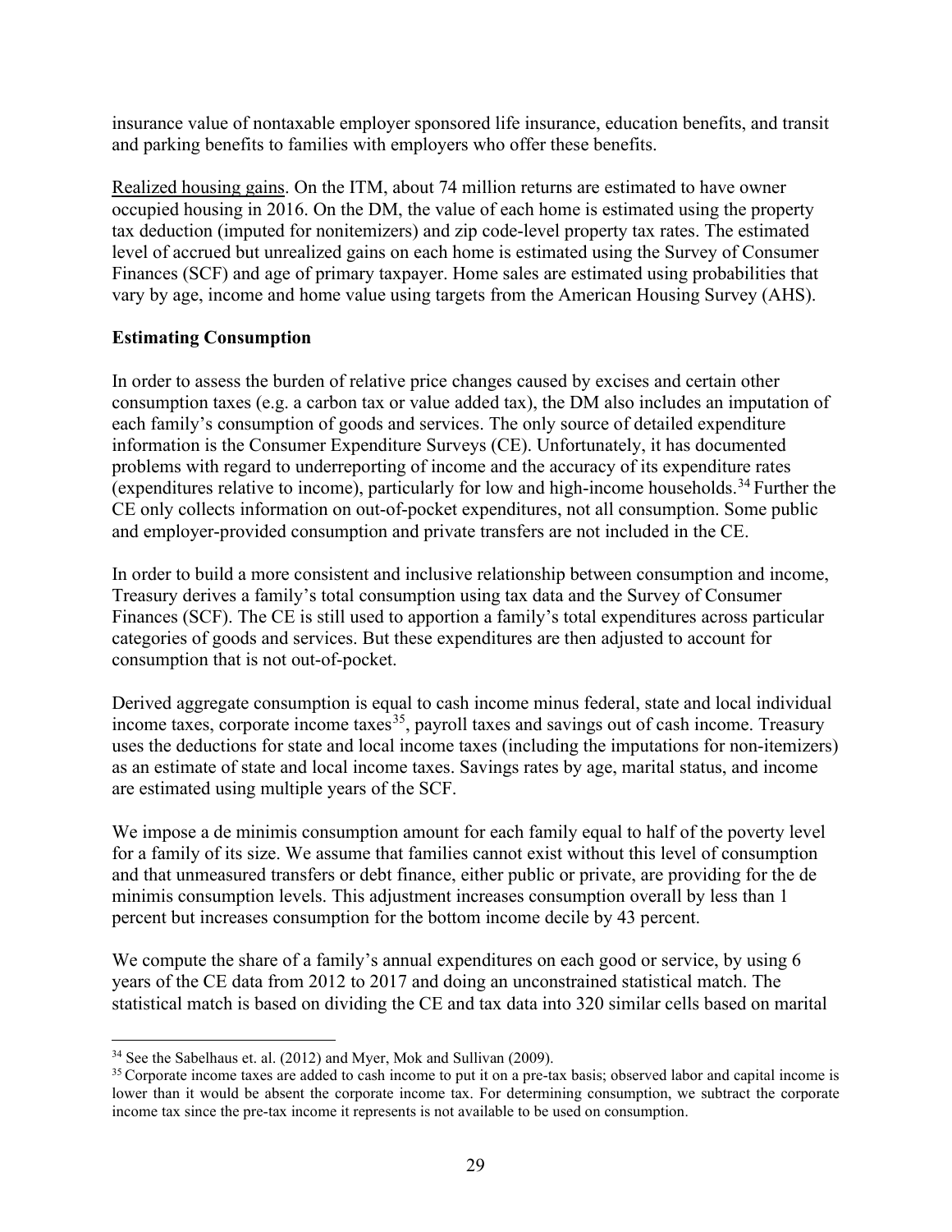insurance value of nontaxable employer sponsored life insurance, education benefits, and transit and parking benefits to families with employers who offer these benefits.

Realized housing gains. On the ITM, about 74 million returns are estimated to have owner occupied housing in 2016. On the DM, the value of each home is estimated using the property tax deduction (imputed for nonitemizers) and zip code-level property tax rates. The estimated level of accrued but unrealized gains on each home is estimated using the Survey of Consumer Finances (SCF) and age of primary taxpayer. Home sales are estimated using probabilities that vary by age, income and home value using targets from the American Housing Survey (AHS).

**Estimating Consumption**

In order to assess the burden of relative price changes caused by excises and certain other consumption taxes (e.g. a carbon tax or value added tax), the DM also includes an imputation of each family's consumption of goods and services. The only source of detailed expenditure information is the Consumer Expenditure Surveys (CE). Unfortunately, it has documented problems with regard to underreporting of income and the accuracy of its expenditure rates (expenditures relative to income), particularly for low and high-income households.[34] Further the CE only collects information on out-of-pocket expenditures, not all consumption. Some public and employer-provided consumption and private transfers are not included in the CE.

In order to build a more consistent and inclusive relationship between consumption and income, Treasury derives a family's total consumption using tax data and the Survey of Consumer Finances (SCF). The CE is still used to apportion a family's total expenditures across particular categories of goods and services. But these expenditures are then adjusted to account for consumption that is not out-of-pocket.

Derived aggregate consumption is equal to cash income minus federal, state and local individual income taxes, corporate income taxes[35], payroll taxes and savings out of cash income. Treasury uses the deductions for state and local income taxes (including the imputations for non-itemizers) as an estimate of state and local income taxes. Savings rates by age, marital status, and income are estimated using multiple years of the SCF.

We impose a de minimis consumption amount for each family equal to half of the poverty level for a family of its size. We assume that families cannot exist without this level of consumption and that unmeasured transfers or debt finance, either public or private, are providing for the de minimis consumption levels. This adjustment increases consumption overall by less than 1 percent but increases consumption for the bottom income decile by 43 percent.

We compute the share of a family's annual expenditures on each good or service, by using 6 years of the CE data from 2012 to 2017 and doing an unconstrained statistical match. The statistical match is based on dividing the CE and tax data into 320 similar cells based on marital

---

[34] See the Sabelhaus et. al. (2012) and Myer, Mok and Sullivan (2009).

[35] Corporate income taxes are added to cash income to put it on a pre-tax basis; observed labor and capital income is lower than it would be absent the corporate income tax. For determining consumption, we subtract the corporate income tax since the pre-tax income it represents is not available to be used on consumption.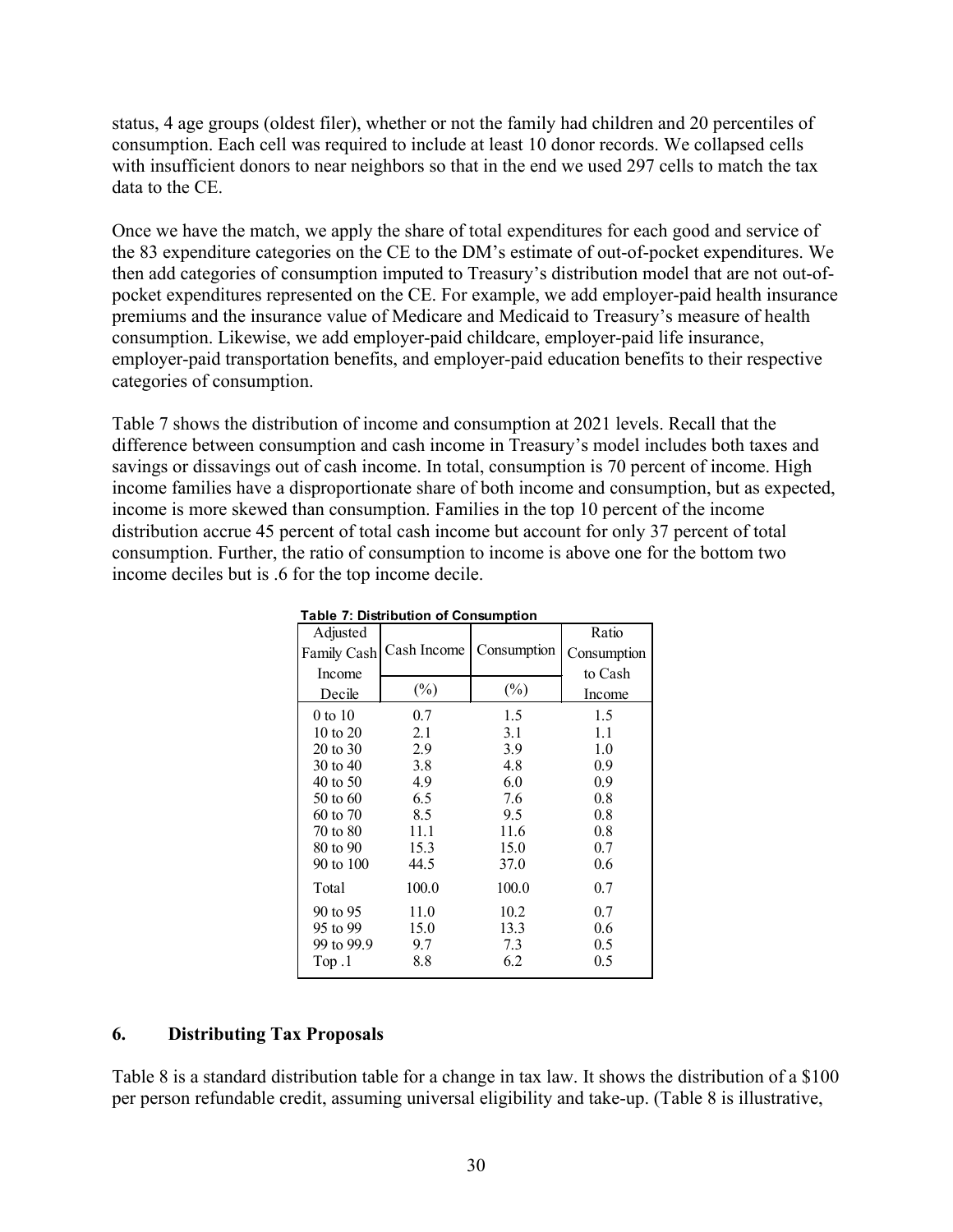status, 4 age groups (oldest filer), whether or not the family had children and 20 percentiles of consumption. Each cell was required to include at least 10 donor records. We collapsed cells with insufficient donors to near neighbors so that in the end we used 297 cells to match the tax data to the CE.

Once we have the match, we apply the share of total expenditures for each good and service of the 83 expenditure categories on the CE to the DM's estimate of out-of-pocket expenditures. We then add categories of consumption imputed to Treasury's distribution model that are not out-of-pocket expenditures represented on the CE. For example, we add employer-paid health insurance premiums and the insurance value of Medicare and Medicaid to Treasury's measure of health consumption. Likewise, we add employer-paid childcare, employer-paid life insurance, employer-paid transportation benefits, and employer-paid education benefits to their respective categories of consumption.

Table 7 shows the distribution of income and consumption at 2021 levels. Recall that the difference between consumption and cash income in Treasury's model includes both taxes and savings or dissavings out of cash income. In total, consumption is 70 percent of income. High income families have a disproportionate share of both income and consumption, but as expected, income is more skewed than consumption. Families in the top 10 percent of the income distribution accrue 45 percent of total cash income but account for only 37 percent of total consumption. Further, the ratio of consumption to income is above one for the bottom two income deciles but is .6 for the top income decile.

**Table 7: Distribution of Consumption**

| Adjusted Family Cash Income Decile | Cash Income (%) | Consumption (%) | Ratio Consumption to Cash Income |
|---|---|---|---|
| 0 to 10 | 0.7 | 1.5 | 1.5 |
| 10 to 20 | 2.1 | 3.1 | 1.1 |
| 20 to 30 | 2.9 | 3.9 | 1.0 |
| 30 to 40 | 3.8 | 4.8 | 0.9 |
| 40 to 50 | 4.9 | 6.0 | 0.9 |
| 50 to 60 | 6.5 | 7.6 | 0.8 |
| 60 to 70 | 8.5 | 9.5 | 0.8 |
| 70 to 80 | 11.1 | 11.6 | 0.8 |
| 80 to 90 | 15.3 | 15.0 | 0.7 |
| 90 to 100 | 44.5 | 37.0 | 0.6 |
| Total | 100.0 | 100.0 | 0.7 |
| 90 to 95 | 11.0 | 10.2 | 0.7 |
| 95 to 99 | 15.0 | 13.3 | 0.6 |
| 99 to 99.9 | 9.7 | 7.3 | 0.5 |
| Top .1 | 8.8 | 6.2 | 0.5 |

## 6. Distributing Tax Proposals

Table 8 is a standard distribution table for a change in tax law. It shows the distribution of a $100 per person refundable credit, assuming universal eligibility and take-up. (Table 8 is illustrative,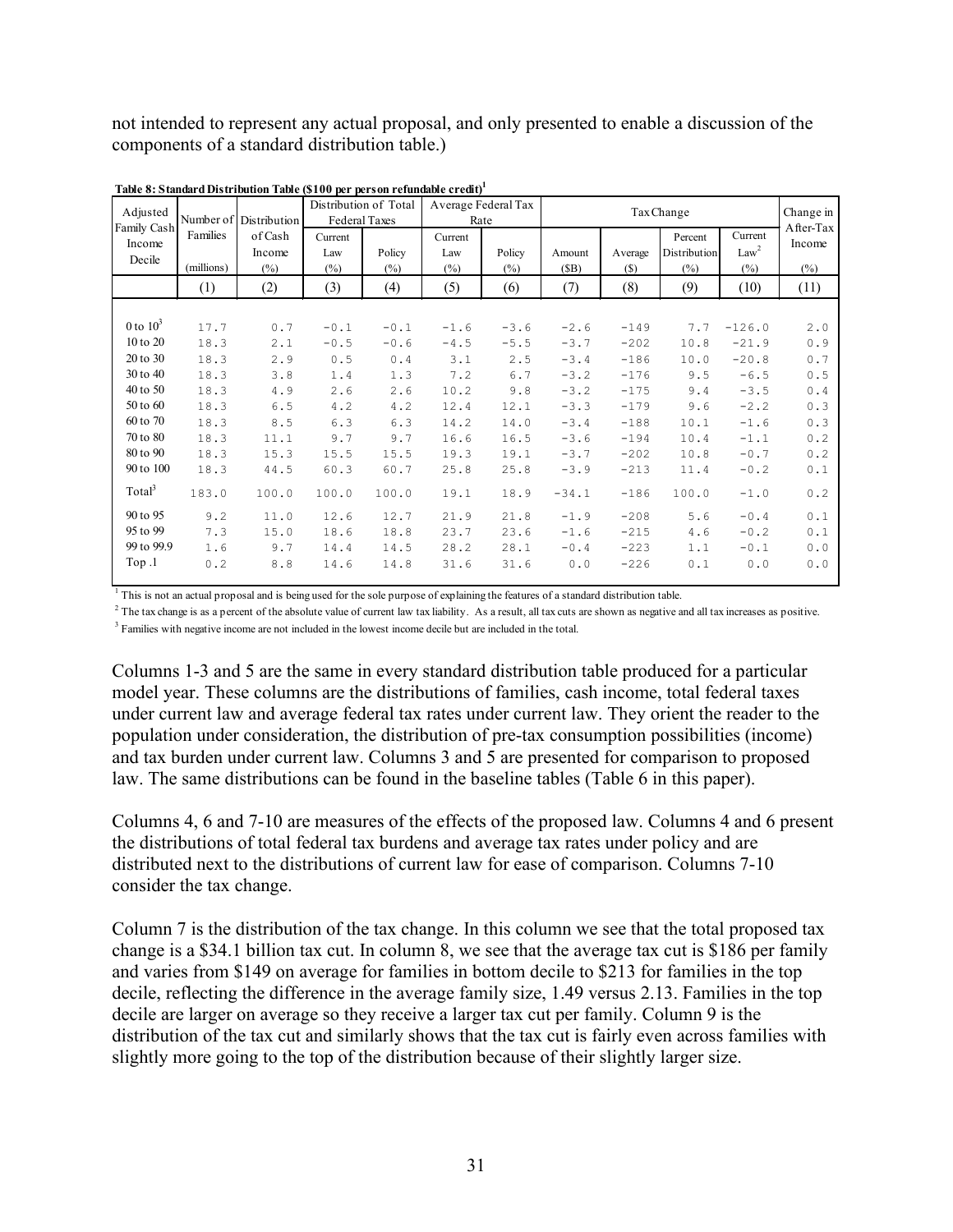not intended to represent any actual proposal, and only presented to enable a discussion of the components of a standard distribution table.)

**Table 8: Standard Distribution Table ($100 per person refundable credit)[1]**

| Adjusted Family Cash Income Decile | Number of Families (millions) | Distribution of Cash Income (%) | Distribution of Total Federal Taxes | | Average Federal Tax Rate | | Tax Change | | | | Change in After-Tax Income (%) |
|---|---|---|---|---|---|---|---|---|---|---|---|
| | | | Current Law (%) | Policy (%) | Current Law (%) | Policy (%) | Amount ($B) | Average ($) | Percent Distribution (%) | Current Law[2] (%) | |
| | (1) | (2) | (3) | (4) | (5) | (6) | (7) | (8) | (9) | (10) | (11) |
| 0 to 10[3] | 17.7 | 0.7 | -0.1 | -0.1 | -1.6 | -3.6 | -2.6 | -149 | 7.7 | -126.0 | 2.0 |
| 10 to 20 | 18.3 | 2.1 | -0.5 | -0.6 | -4.5 | -5.5 | -3.7 | -202 | 10.8 | -21.9 | 0.9 |
| 20 to 30 | 18.3 | 2.9 | 0.5 | 0.4 | 3.1 | 2.5 | -3.4 | -186 | 10.0 | -20.8 | 0.7 |
| 30 to 40 | 18.3 | 3.8 | 1.4 | 1.3 | 7.2 | 6.7 | -3.2 | -176 | 9.5 | -6.5 | 0.5 |
| 40 to 50 | 18.3 | 4.9 | 2.6 | 2.6 | 10.2 | 9.8 | -3.2 | -175 | 9.4 | -3.5 | 0.4 |
| 50 to 60 | 18.3 | 6.5 | 4.2 | 4.2 | 12.4 | 12.1 | -3.3 | -179 | 9.6 | -2.2 | 0.3 |
| 60 to 70 | 18.3 | 8.5 | 6.3 | 6.3 | 14.2 | 14.0 | -3.4 | -188 | 10.1 | -1.6 | 0.3 |
| 70 to 80 | 18.3 | 11.1 | 9.7 | 9.7 | 16.6 | 16.5 | -3.6 | -194 | 10.4 | -1.1 | 0.2 |
| 80 to 90 | 18.3 | 15.3 | 15.5 | 15.5 | 19.3 | 19.1 | -3.7 | -202 | 10.8 | -0.7 | 0.2 |
| 90 to 100 | 18.3 | 44.5 | 60.3 | 60.7 | 25.8 | 25.8 | -3.9 | -213 | 11.4 | -0.2 | 0.1 |
| Total[3] | 183.0 | 100.0 | 100.0 | 100.0 | 19.1 | 18.9 | -34.1 | -186 | 100.0 | -1.0 | 0.2 |
| 90 to 95 | 9.2 | 11.0 | 12.6 | 12.7 | 21.9 | 21.8 | -1.9 | -208 | 5.6 | -0.4 | 0.1 |
| 95 to 99 | 7.3 | 15.0 | 18.6 | 18.8 | 23.7 | 23.6 | -1.6 | -215 | 4.6 | -0.2 | 0.1 |
| 99 to 99.9 | 1.6 | 9.7 | 14.4 | 14.5 | 28.2 | 28.1 | -0.4 | -223 | 1.1 | -0.1 | 0.0 |
| Top .1 | 0.2 | 8.8 | 14.6 | 14.8 | 31.6 | 31.6 | 0.0 | -226 | 0.1 | 0.0 | 0.0 |

[1] This is not an actual proposal and is being used for the sole purpose of explaining the features of a standard distribution table.

[2] The tax change is as a percent of the absolute value of current law tax liability. As a result, all tax cuts are shown as negative and all tax increases as positive.

[3] Families with negative income are not included in the lowest income decile but are included in the total.

Columns 1-3 and 5 are the same in every standard distribution table produced for a particular model year. These columns are the distributions of families, cash income, total federal taxes under current law and average federal tax rates under current law. They orient the reader to the population under consideration, the distribution of pre-tax consumption possibilities (income) and tax burden under current law. Columns 3 and 5 are presented for comparison to proposed law. The same distributions can be found in the baseline tables (Table 6 in this paper).

Columns 4, 6 and 7-10 are measures of the effects of the proposed law. Columns 4 and 6 present the distributions of total federal tax burdens and average tax rates under policy and are distributed next to the distributions of current law for ease of comparison. Columns 7-10 consider the tax change.

Column 7 is the distribution of the tax change. In this column we see that the total proposed tax change is a $34.1 billion tax cut. In column 8, we see that the average tax cut is $186 per family and varies from $149 on average for families in bottom decile to $213 for families in the top decile, reflecting the difference in the average family size, 1.49 versus 2.13. Families in the top decile are larger on average so they receive a larger tax cut per family. Column 9 is the distribution of the tax cut and similarly shows that the tax cut is fairly even across families with slightly more going to the top of the distribution because of their slightly larger size.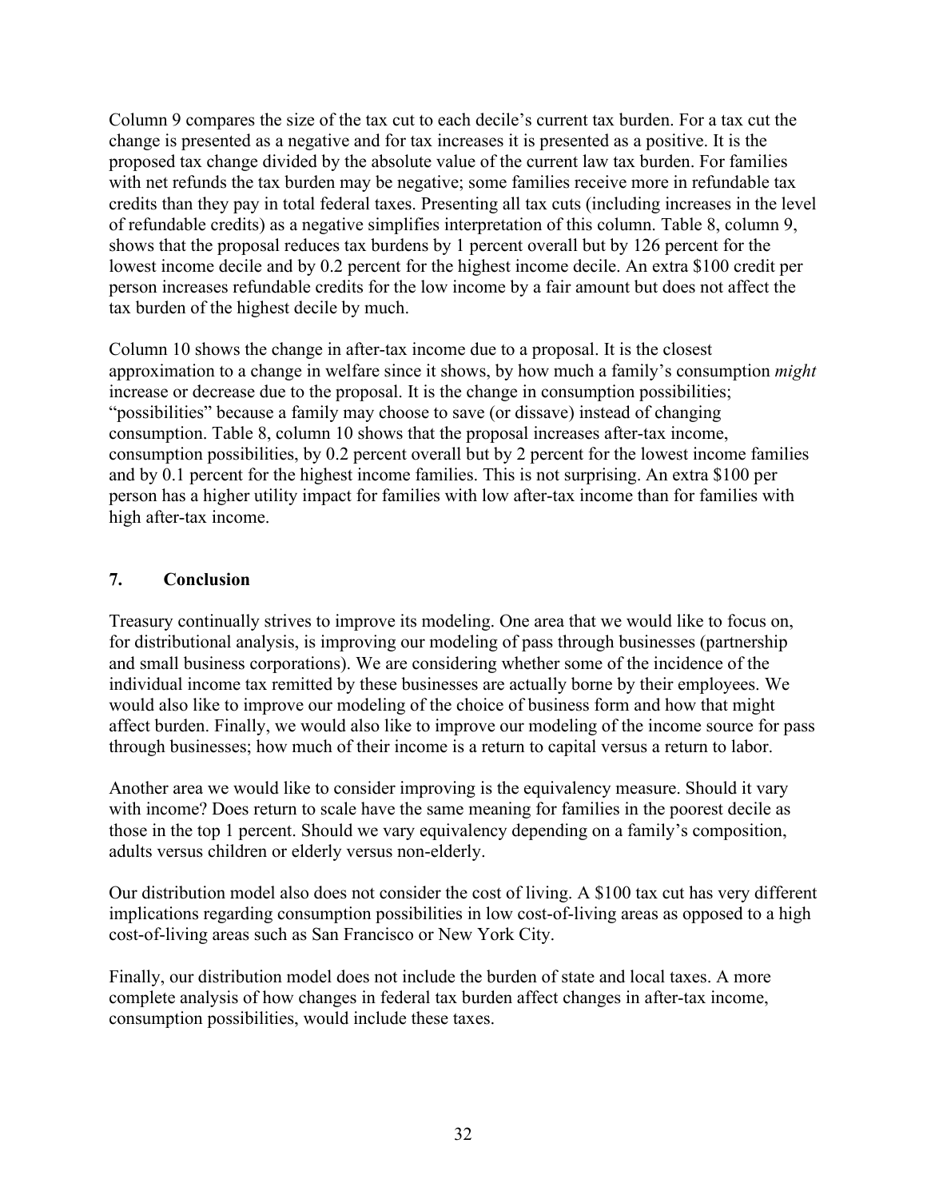Column 9 compares the size of the tax cut to each decile's current tax burden. For a tax cut the change is presented as a negative and for tax increases it is presented as a positive. It is the proposed tax change divided by the absolute value of the current law tax burden. For families with net refunds the tax burden may be negative; some families receive more in refundable tax credits than they pay in total federal taxes. Presenting all tax cuts (including increases in the level of refundable credits) as a negative simplifies interpretation of this column. Table 8, column 9, shows that the proposal reduces tax burdens by 1 percent overall but by 126 percent for the lowest income decile and by 0.2 percent for the highest income decile. An extra $100 credit per person increases refundable credits for the low income by a fair amount but does not affect the tax burden of the highest decile by much.

Column 10 shows the change in after-tax income due to a proposal. It is the closest approximation to a change in welfare since it shows, by how much a family's consumption *might* increase or decrease due to the proposal. It is the change in consumption possibilities; "possibilities" because a family may choose to save (or dissave) instead of changing consumption. Table 8, column 10 shows that the proposal increases after-tax income, consumption possibilities, by 0.2 percent overall but by 2 percent for the lowest income families and by 0.1 percent for the highest income families. This is not surprising. An extra $100 per person has a higher utility impact for families with low after-tax income than for families with high after-tax income.

## 7. Conclusion

Treasury continually strives to improve its modeling. One area that we would like to focus on, for distributional analysis, is improving our modeling of pass through businesses (partnership and small business corporations). We are considering whether some of the incidence of the individual income tax remitted by these businesses are actually borne by their employees. We would also like to improve our modeling of the choice of business form and how that might affect burden. Finally, we would also like to improve our modeling of the income source for pass through businesses; how much of their income is a return to capital versus a return to labor.

Another area we would like to consider improving is the equivalency measure. Should it vary with income? Does return to scale have the same meaning for families in the poorest decile as those in the top 1 percent. Should we vary equivalency depending on a family's composition, adults versus children or elderly versus non-elderly.

Our distribution model also does not consider the cost of living. A $100 tax cut has very different implications regarding consumption possibilities in low cost-of-living areas as opposed to a high cost-of-living areas such as San Francisco or New York City.

Finally, our distribution model does not include the burden of state and local taxes. A more complete analysis of how changes in federal tax burden affect changes in after-tax income, consumption possibilities, would include these taxes.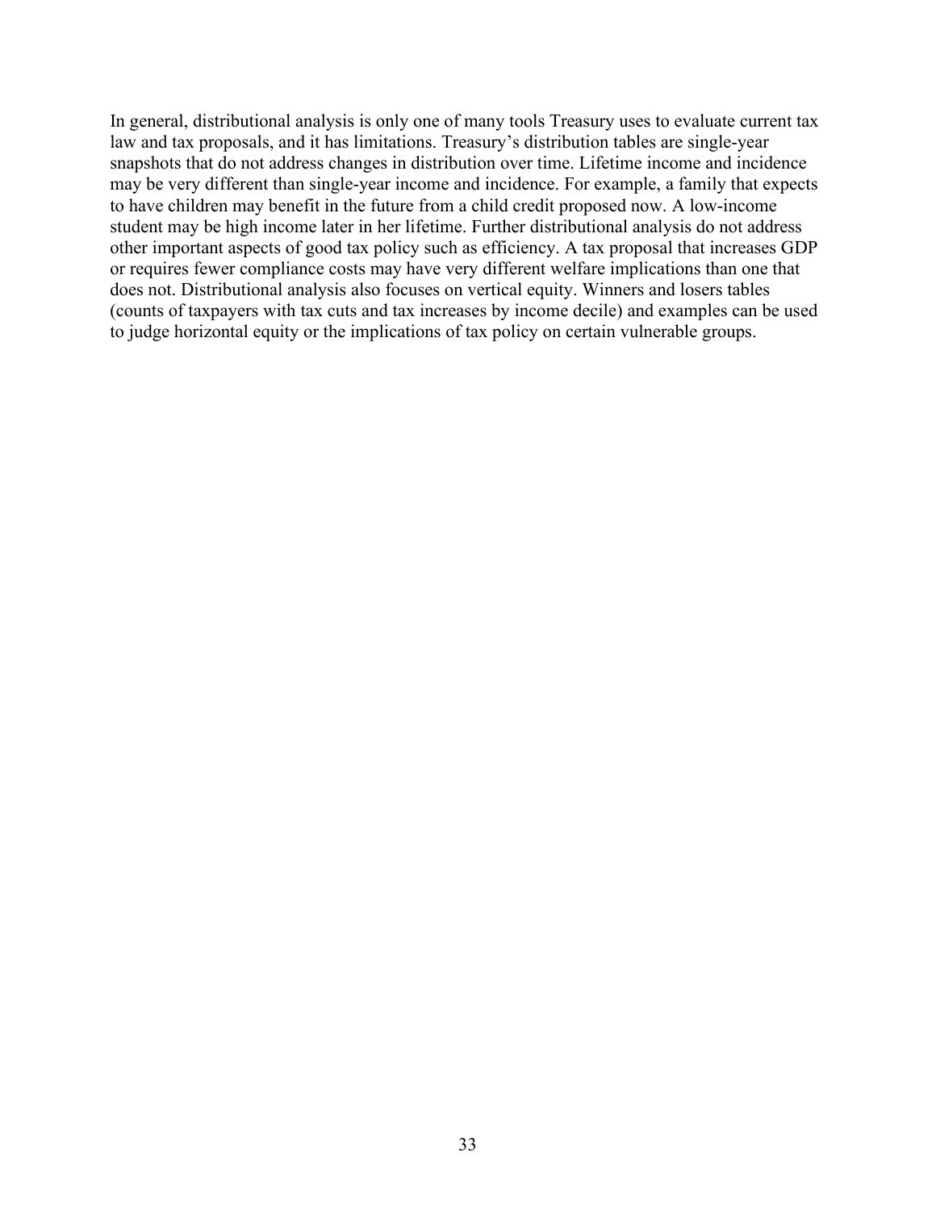In general, distributional analysis is only one of many tools Treasury uses to evaluate current tax law and tax proposals, and it has limitations. Treasury's distribution tables are single-year snapshots that do not address changes in distribution over time. Lifetime income and incidence may be very different than single-year income and incidence. For example, a family that expects to have children may benefit in the future from a child credit proposed now. A low-income student may be high income later in her lifetime. Further distributional analysis do not address other important aspects of good tax policy such as efficiency. A tax proposal that increases GDP or requires fewer compliance costs may have very different welfare implications than one that does not. Distributional analysis also focuses on vertical equity. Winners and losers tables (counts of taxpayers with tax cuts and tax increases by income decile) and examples can be used to judge horizontal equity or the implications of tax policy on certain vulnerable groups.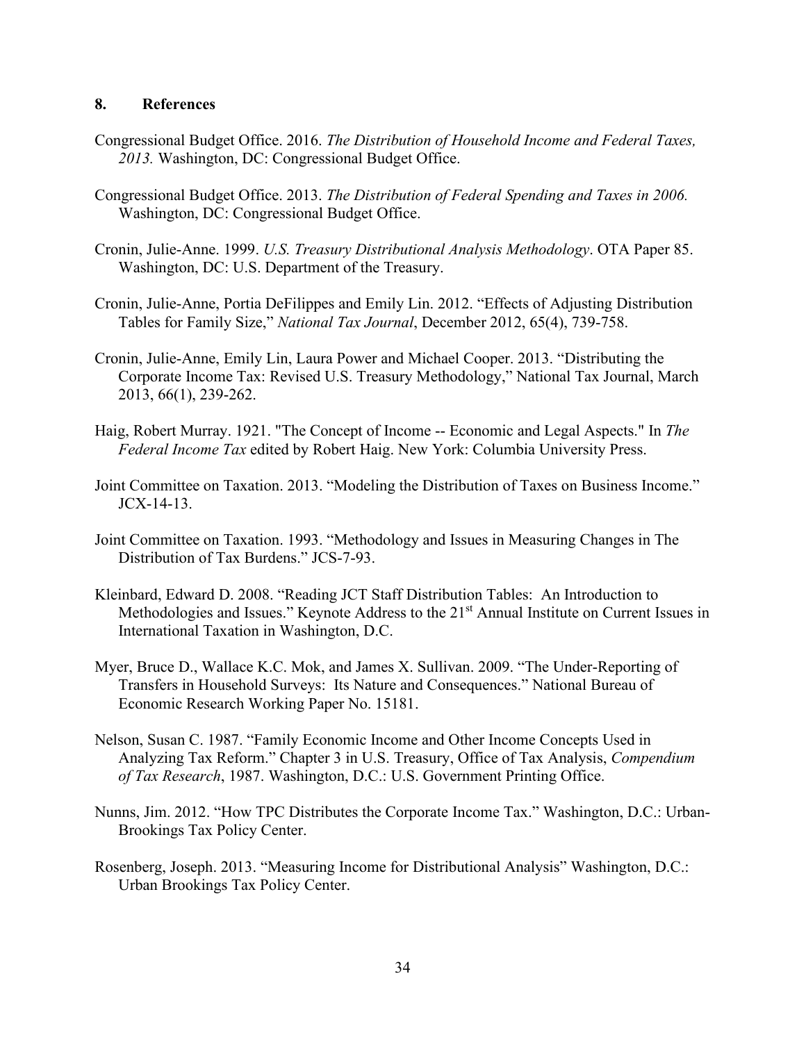## 8. References

Congressional Budget Office. 2016. *The Distribution of Household Income and Federal Taxes, 2013.* Washington, DC: Congressional Budget Office.

Congressional Budget Office. 2013. *The Distribution of Federal Spending and Taxes in 2006.* Washington, DC: Congressional Budget Office.

Cronin, Julie-Anne. 1999. *U.S. Treasury Distributional Analysis Methodology*. OTA Paper 85. Washington, DC: U.S. Department of the Treasury.

Cronin, Julie-Anne, Portia DeFilippes and Emily Lin. 2012. "Effects of Adjusting Distribution Tables for Family Size," *National Tax Journal*, December 2012, 65(4), 739-758.

Cronin, Julie-Anne, Emily Lin, Laura Power and Michael Cooper. 2013. "Distributing the Corporate Income Tax: Revised U.S. Treasury Methodology," National Tax Journal, March 2013, 66(1), 239-262.

Haig, Robert Murray. 1921. "The Concept of Income -- Economic and Legal Aspects." In *The Federal Income Tax* edited by Robert Haig. New York: Columbia University Press.

Joint Committee on Taxation. 2013. "Modeling the Distribution of Taxes on Business Income." JCX-14-13.

Joint Committee on Taxation. 1993. "Methodology and Issues in Measuring Changes in The Distribution of Tax Burdens." JCS-7-93.

Kleinbard, Edward D. 2008. "Reading JCT Staff Distribution Tables: An Introduction to Methodologies and Issues." Keynote Address to the 21st Annual Institute on Current Issues in International Taxation in Washington, D.C.

Myer, Bruce D., Wallace K.C. Mok, and James X. Sullivan. 2009. "The Under-Reporting of Transfers in Household Surveys: Its Nature and Consequences." National Bureau of Economic Research Working Paper No. 15181.

Nelson, Susan C. 1987. "Family Economic Income and Other Income Concepts Used in Analyzing Tax Reform." Chapter 3 in U.S. Treasury, Office of Tax Analysis, *Compendium of Tax Research*, 1987. Washington, D.C.: U.S. Government Printing Office.

Nunns, Jim. 2012. "How TPC Distributes the Corporate Income Tax." Washington, D.C.: Urban-Brookings Tax Policy Center.

Rosenberg, Joseph. 2013. "Measuring Income for Distributional Analysis" Washington, D.C.: Urban Brookings Tax Policy Center.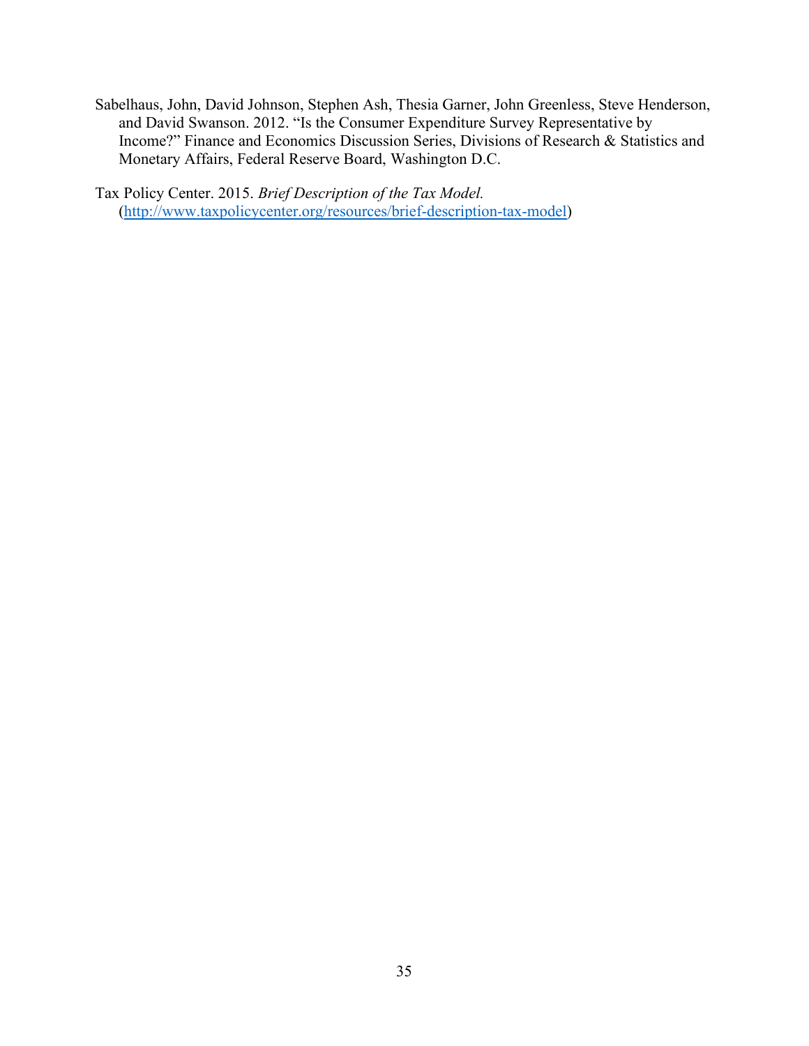Sabelhaus, John, David Johnson, Stephen Ash, Thesia Garner, John Greenless, Steve Henderson, and David Swanson. 2012. "Is the Consumer Expenditure Survey Representative by Income?" Finance and Economics Discussion Series, Divisions of Research & Statistics and Monetary Affairs, Federal Reserve Board, Washington D.C.

Tax Policy Center. 2015. *Brief Description of the Tax Model.* (http://www.taxpolicycenter.org/resources/brief-description-tax-model)